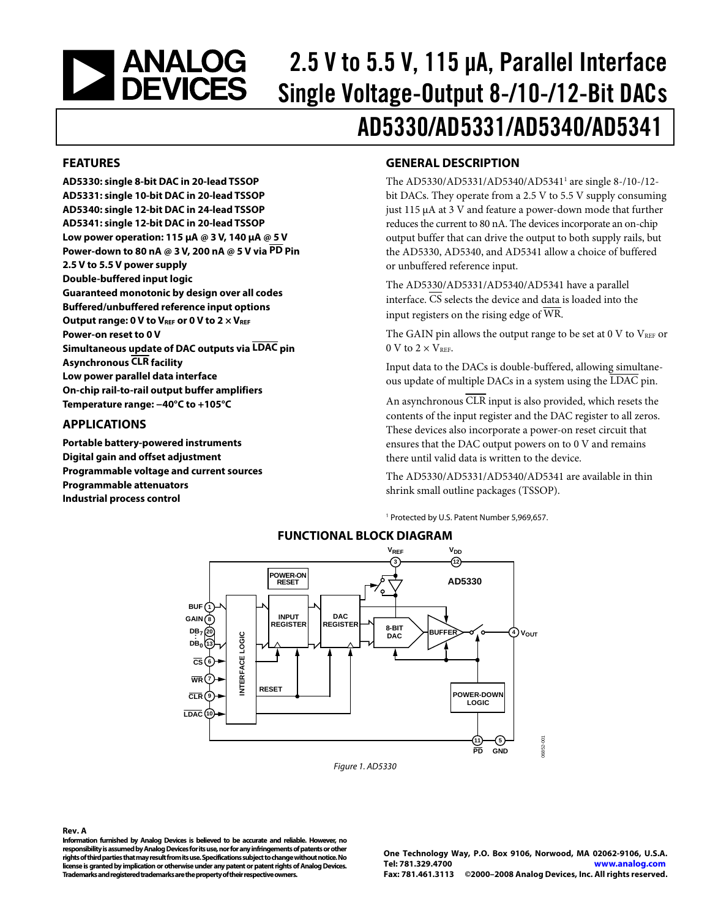# 2.5 V to 5.5 V, 115 μA, Parallel Interface Single Voltage-Output 8-/10-/12-Bit DACs

# AD5330/AD5331/AD5340/AD5341

## FEATURES

**AD5330: single 8-bit DAC in 20-lead TSSOP**
**AD5331: single 10-bit DAC in 20-lead TSSOP**
**AD5340: single 12-bit DAC in 24-lead TSSOP**
**AD5341: single 12-bit DAC in 20-lead TSSOP**
**Low power operation: 115 μA @ 3 V, 140 μA @ 5 V**
**Power-down to 80 nA @ 3 V, 200 nA @ 5 V via $\overline{\text{PD}}$ Pin**
**2.5 V to 5.5 V power supply**
**Double-buffered input logic**
**Guaranteed monotonic by design over all codes**
**Buffered/unbuffered reference input options**
**Output range: 0 V to $V_{REF}$ or 0 V to 2 × $V_{REF}$**
**Power-on reset to 0 V**
**Simultaneous update of DAC outputs via $\overline{\text{LDAC}}$ pin**
**Asynchronous $\overline{\text{CLR}}$ facility**
**Low power parallel data interface**
**On-chip rail-to-rail output buffer amplifiers**
**Temperature range: −40°C to +105°C**

## APPLICATIONS

**Portable battery-powered instruments**
**Digital gain and offset adjustment**
**Programmable voltage and current sources**
**Programmable attenuators**
**Industrial process control**

## GENERAL DESCRIPTION

The AD5330/AD5331/AD5340/AD5341[1] are single 8-/10-/12-bit DACs. They operate from a 2.5 V to 5.5 V supply consuming just 115 μA at 3 V and feature a power-down mode that further reduces the current to 80 nA. The devices incorporate an on-chip output buffer that can drive the output to both supply rails, but the AD5330, AD5340, and AD5341 allow a choice of buffered or unbuffered reference input.

The AD5330/AD5331/AD5340/AD5341 have a parallel interface. $\overline{\text{CS}}$ selects the device and data is loaded into the input registers on the rising edge of $\overline{\text{WR}}$.

The GAIN pin allows the output range to be set at 0 V to $V_{REF}$ or 0 V to 2 × $V_{REF}$.

Input data to the DACs is double-buffered, allowing simultaneous update of multiple DACs in a system using the $\overline{\text{LDAC}}$ pin.

An asynchronous $\overline{\text{CLR}}$ input is also provided, which resets the contents of the input register and the DAC register to all zeros. These devices also incorporate a power-on reset circuit that ensures that the DAC output powers on to 0 V and remains there until valid data is written to the device.

The AD5330/AD5331/AD5340/AD5341 are available in thin shrink small outline packages (TSSOP).

[1] Protected by U.S. Patent Number 5,969,657.

## FUNCTIONAL BLOCK DIAGRAM

*Figure 1. AD5330*

**Rev. A**

**Information furnished by Analog Devices is believed to be accurate and reliable. However, no responsibility is assumed by Analog Devices for its use, nor for any infringements of patents or other rights of third parties that may result from its use. Specifications subject to change without notice. No license is granted by implication or otherwise under any patent or patent rights of Analog Devices. Trademarks and registered trademarks are the property of their respective owners.**

One Technology Way, P.O. Box 9106, Norwood, MA 02062-9106, U.S.A.
Tel: 781.329.4700 www.analog.com
Fax: 781.461.3113 ©2000–2008 Analog Devices, Inc. All rights reserved.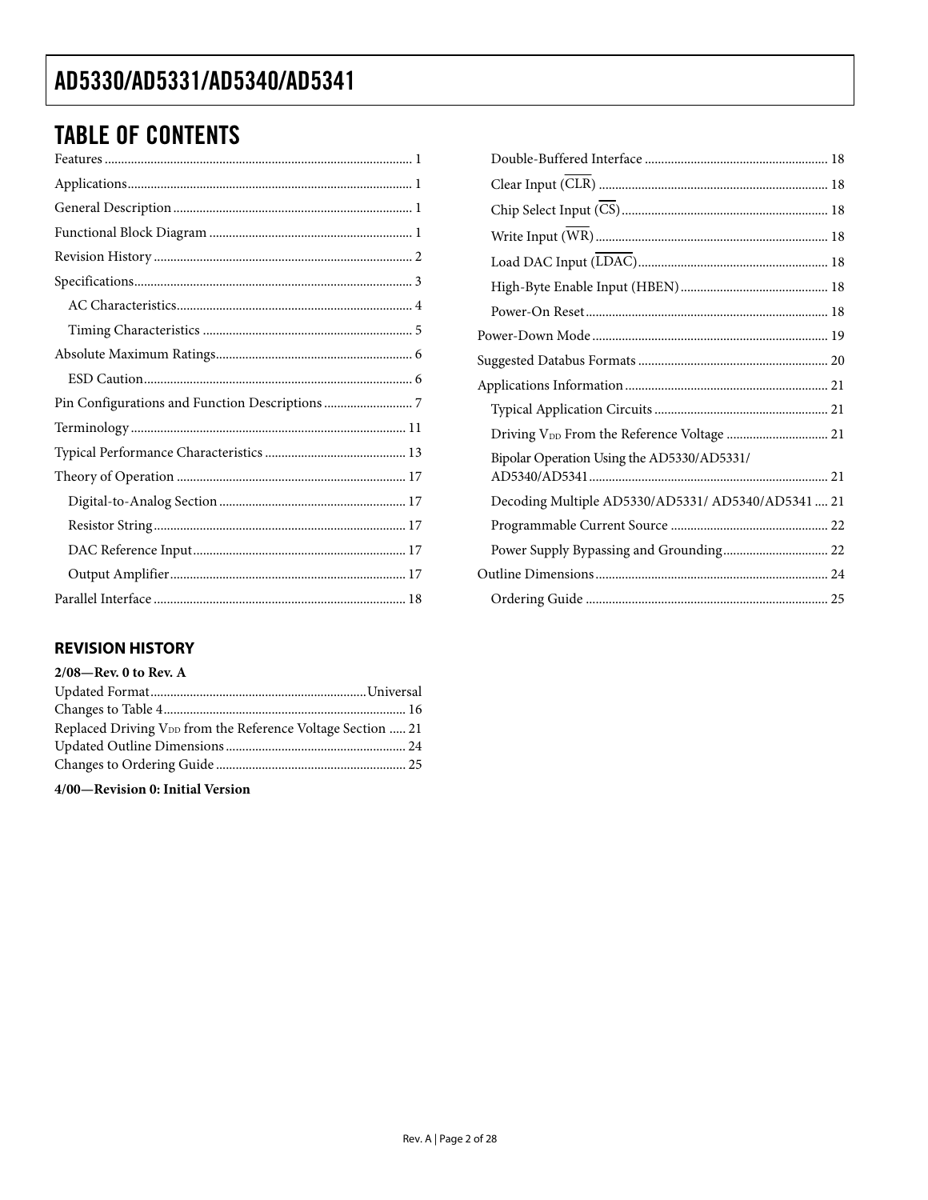## TABLE OF CONTENTS

Features ... 1
Applications ... 1
General Description ... 1
Functional Block Diagram ... 1
Revision History ... 2
Specifications ... 3
- AC Characteristics ... 4
- Timing Characteristics ... 5

Absolute Maximum Ratings ... 6
- ESD Caution ... 6

Pin Configurations and Function Descriptions ... 7
Terminology ... 11
Typical Performance Characteristics ... 13
Theory of Operation ... 17
- Digital-to-Analog Section ... 17
- Resistor String ... 17
- DAC Reference Input ... 17
- Output Amplifier ... 17

Parallel Interface ... 18
- Double-Buffered Interface ... 18
- Clear Input (CLR) ... 18
- Chip Select Input (CS) ... 18
- Write Input (WR) ... 18
- Load DAC Input (LDAC) ... 18
- High-Byte Enable Input (HBEN) ... 18
- Power-On Reset ... 18

Power-Down Mode ... 19
Suggested Databus Formats ... 20
Applications Information ... 21
- Typical Application Circuits ... 21
- Driving $V_{DD}$ From the Reference Voltage ... 21
- Bipolar Operation Using the AD5330/AD5331/AD5340/AD5341 ... 21
- Decoding Multiple AD5330/AD5331/ AD5340/AD5341 ... 21
- Programmable Current Source ... 22
- Power Supply Bypassing and Grounding ... 22

Outline Dimensions ... 24
- Ordering Guide ... 25

### REVISION HISTORY

**2/08—Rev. 0 to Rev. A**

Updated Format ... Universal
Changes to Table 4 ... 16
Replaced Driving $V_{DD}$ from the Reference Voltage Section ... 21
Updated Outline Dimensions ... 24
Changes to Ordering Guide ... 25

**4/00—Revision 0: Initial Version**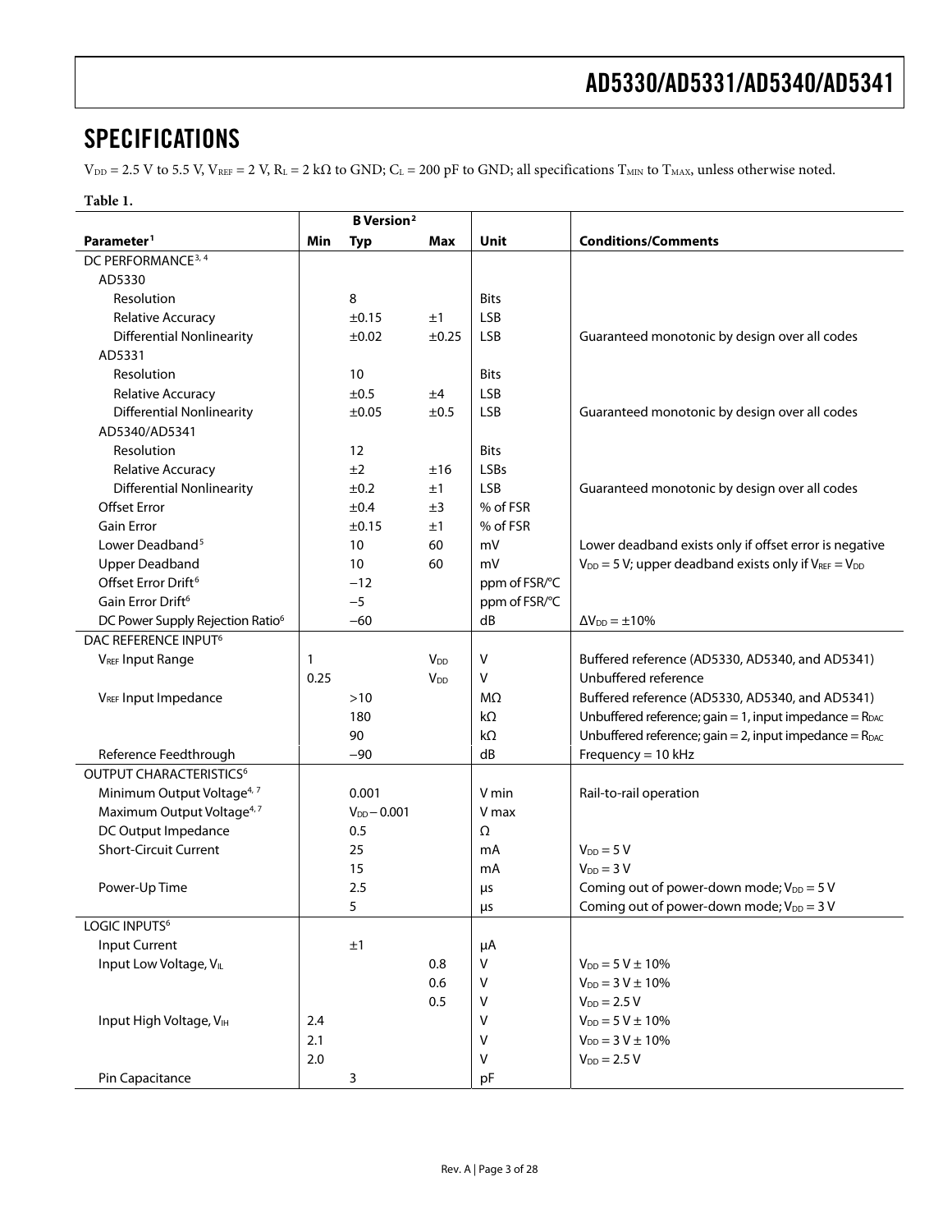## SPECIFICATIONS

$V_{DD}$ = 2.5 V to 5.5 V, $V_{REF}$ = 2 V, $R_L$ = 2 kΩ to GND; $C_L$ = 200 pF to GND; all specifications $T_{MIN}$ to $T_{MAX}$, unless otherwise noted.

**Table 1.**

| Parameter[1] | B Version[2] Min | Typ | Max | Unit | Conditions/Comments |
|---|---|---|---|---|---|
| DC PERFORMANCE[3, 4] | | | | | |
| AD5330 | | | | | |
| Resolution | | 8 | | Bits | |
| Relative Accuracy | | ±0.15 | ±1 | LSB | |
| Differential Nonlinearity | | ±0.02 | ±0.25 | LSB | Guaranteed monotonic by design over all codes |
| AD5331 | | | | | |
| Resolution | | 10 | | Bits | |
| Relative Accuracy | | ±0.5 | ±4 | LSB | |
| Differential Nonlinearity | | ±0.05 | ±0.5 | LSB | Guaranteed monotonic by design over all codes |
| AD5340/AD5341 | | | | | |
| Resolution | | 12 | | Bits | |
| Relative Accuracy | | ±2 | ±16 | LSBs | |
| Differential Nonlinearity | | ±0.2 | ±1 | LSB | Guaranteed monotonic by design over all codes |
| Offset Error | | ±0.4 | ±3 | % of FSR | |
| Gain Error | | ±0.15 | ±1 | % of FSR | |
| Lower Deadband[5] | | 10 | 60 | mV | Lower deadband exists only if offset error is negative |
| Upper Deadband | | 10 | 60 | mV | $V_{DD}$ = 5 V; upper deadband exists only if $V_{REF}$ = $V_{DD}$ |
| Offset Error Drift[6] | | −12 | | ppm of FSR/°C | |
| Gain Error Drift[6] | | −5 | | ppm of FSR/°C | |
| DC Power Supply Rejection Ratio[6] | | −60 | | dB | $\Delta V_{DD}$ = ±10% |
| DAC REFERENCE INPUT[6] | | | | | |
| $V_{REF}$ Input Range | 1 | | $V_{DD}$ | V | Buffered reference (AD5330, AD5340, and AD5341) |
| | 0.25 | | $V_{DD}$ | V | Unbuffered reference |
| $V_{REF}$ Input Impedance | | >10 | | MΩ | Buffered reference (AD5330, AD5340, and AD5341) |
| | | 180 | | kΩ | Unbuffered reference; gain = 1, input impedance = $R_{DAC}$ |
| | | 90 | | kΩ | Unbuffered reference; gain = 2, input impedance = $R_{DAC}$ |
| Reference Feedthrough | | −90 | | dB | Frequency = 10 kHz |
| OUTPUT CHARACTERISTICS[6] | | | | | |
| Minimum Output Voltage[4, 7] | | 0.001 | | V min | Rail-to-rail operation |
| Maximum Output Voltage[4, 7] | | $V_{DD}$ − 0.001 | | V max | |
| DC Output Impedance | | 0.5 | | Ω | |
| Short-Circuit Current | | 25 | | mA | $V_{DD}$ = 5 V |
| | | 15 | | mA | $V_{DD}$ = 3 V |
| Power-Up Time | | 2.5 | | µs | Coming out of power-down mode; $V_{DD}$ = 5 V |
| | | 5 | | µs | Coming out of power-down mode; $V_{DD}$ = 3 V |
| LOGIC INPUTS[6] | | | | | |
| Input Current | | ±1 | | µA | |
| Input Low Voltage, $V_{IL}$ | | | 0.8 | V | $V_{DD}$ = 5 V ± 10% |
| | | | 0.6 | V | $V_{DD}$ = 3 V ± 10% |
| | | | 0.5 | V | $V_{DD}$ = 2.5 V |
| Input High Voltage, $V_{IH}$ | 2.4 | | | V | $V_{DD}$ = 5 V ± 10% |
| | 2.1 | | | V | $V_{DD}$ = 3 V ± 10% |
| | 2.0 | | | V | $V_{DD}$ = 2.5 V |
| Pin Capacitance | | 3 | | pF | |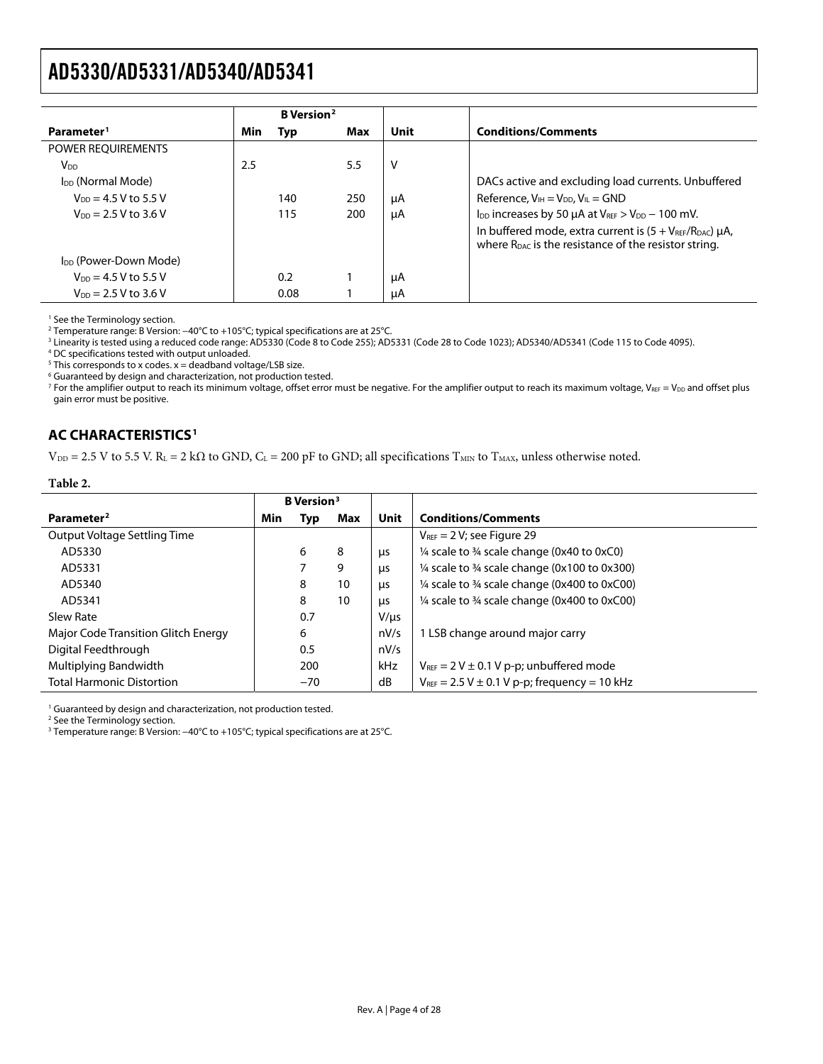| Parameter[1] | B Version[2] | | | Unit | Conditions/Comments |
|---|---|---|---|---|---|
| | Min | Typ | Max | | |
| POWER REQUIREMENTS | | | | | |
| $V_{DD}$ | 2.5 | | 5.5 | V | |
| $I_{DD}$ (Normal Mode) | | | | | DACs active and excluding load currents. Unbuffered |
| $V_{DD}$ = 4.5 V to 5.5 V | | 140 | 250 | μA | Reference, $V_{IH} = V_{DD}$, $V_{IL}$ = GND |
| $V_{DD}$ = 2.5 V to 3.6 V | | 115 | 200 | μA | $I_{DD}$ increases by 50 μA at $V_{REF} > V_{DD} - 100$ mV. |
| | | | | | In buffered mode, extra current is $(5 + V_{REF}/R_{DAC})$ μA, where $R_{DAC}$ is the resistance of the resistor string. |
| $I_{DD}$ (Power-Down Mode) | | | | | |
| $V_{DD}$ = 4.5 V to 5.5 V | | 0.2 | 1 | μA | |
| $V_{DD}$ = 2.5 V to 3.6 V | | 0.08 | 1 | μA | |

[1] See the Terminology section.
[2] Temperature range: B Version: −40°C to +105°C; typical specifications are at 25°C.
[3] Linearity is tested using a reduced code range: AD5330 (Code 8 to Code 255); AD5331 (Code 28 to Code 1023); AD5340/AD5341 (Code 115 to Code 4095).
[4] DC specifications tested with output unloaded.
[5] This corresponds to x codes. x = deadband voltage/LSB size.
[6] Guaranteed by design and characterization, not production tested.
[7] For the amplifier output to reach its minimum voltage, offset error must be negative. For the amplifier output to reach its maximum voltage, $V_{REF} = V_{DD}$ and offset plus gain error must be positive.

## AC CHARACTERISTICS[1]

$V_{DD}$ = 2.5 V to 5.5 V. $R_L$ = 2 kΩ to GND, $C_L$ = 200 pF to GND; all specifications $T_{MIN}$ to $T_{MAX}$, unless otherwise noted.

**Table 2.**

| Parameter[2] | B Version[3] | | | Unit | Conditions/Comments |
|---|---|---|---|---|---|
| | Min | Typ | Max | | |
| Output Voltage Settling Time | | | | | $V_{REF}$ = 2 V; see Figure 29 |
| AD5330 | | 6 | 8 | μs | ¼ scale to ¾ scale change (0x40 to 0xC0) |
| AD5331 | | 7 | 9 | μs | ¼ scale to ¾ scale change (0x100 to 0x300) |
| AD5340 | | 8 | 10 | μs | ¼ scale to ¾ scale change (0x400 to 0xC00) |
| AD5341 | | 8 | 10 | μs | ¼ scale to ¾ scale change (0x400 to 0xC00) |
| Slew Rate | | 0.7 | | V/μs | |
| Major Code Transition Glitch Energy | | 6 | | nV/s | 1 LSB change around major carry |
| Digital Feedthrough | | 0.5 | | nV/s | |
| Multiplying Bandwidth | | 200 | | kHz | $V_{REF}$ = 2 V ± 0.1 V p-p; unbuffered mode |
| Total Harmonic Distortion | | −70 | | dB | $V_{REF}$ = 2.5 V ± 0.1 V p-p; frequency = 10 kHz |

[1] Guaranteed by design and characterization, not production tested.
[2] See the Terminology section.
[3] Temperature range: B Version: −40°C to +105°C; typical specifications are at 25°C.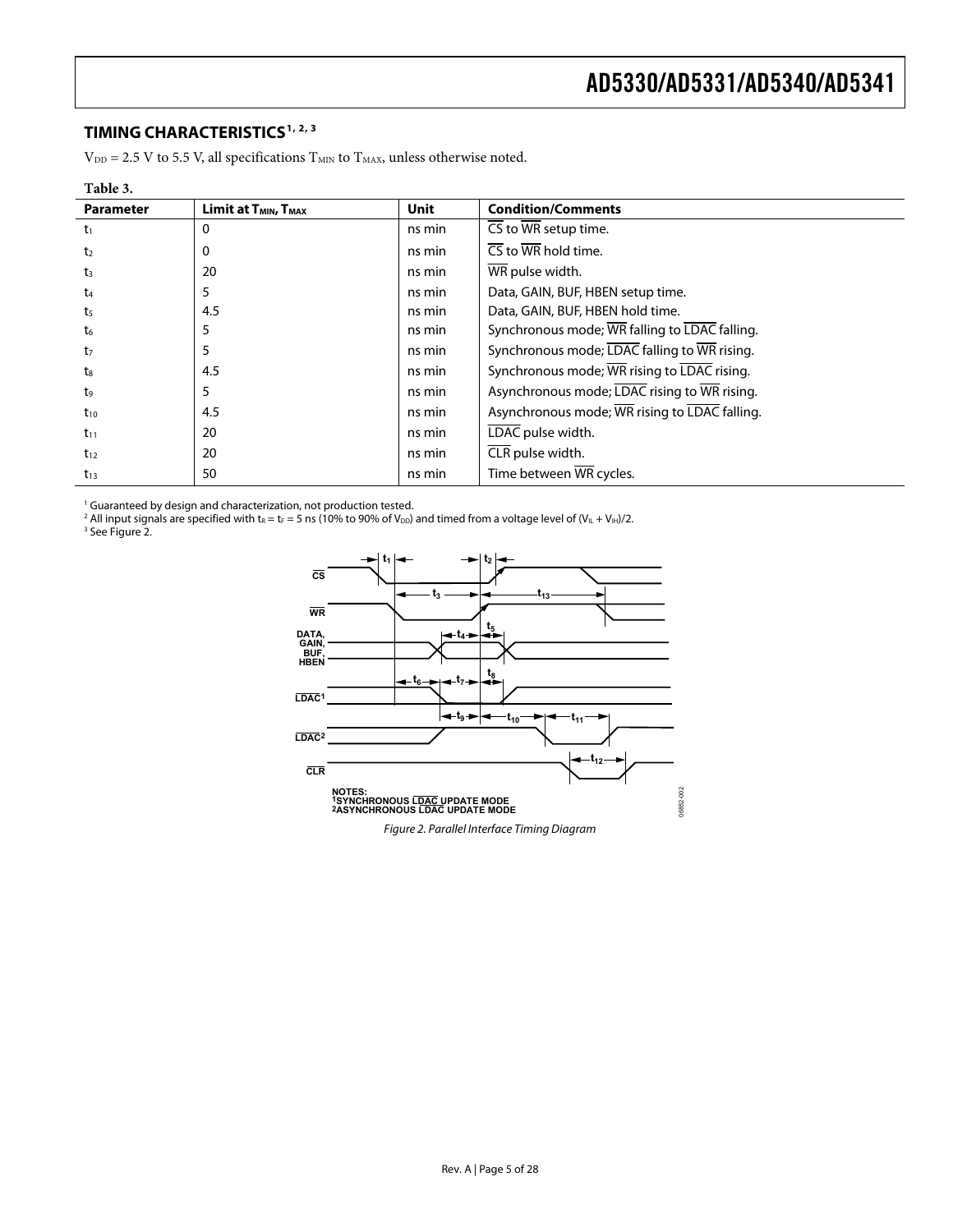## TIMING CHARACTERISTICS[1, 2, 3]

$V_{DD}$ = 2.5 V to 5.5 V, all specifications $T_{MIN}$ to $T_{MAX}$, unless otherwise noted.

**Table 3.**

| Parameter | Limit at $T_{MIN}$, $T_{MAX}$ | Unit | Condition/Comments |
|---|---|---|---|
| $t_1$ | 0 | ns min | CS to WR setup time. |
| $t_2$ | 0 | ns min | CS to WR hold time. |
| $t_3$ | 20 | ns min | WR pulse width. |
| $t_4$ | 5 | ns min | Data, GAIN, BUF, HBEN setup time. |
| $t_5$ | 4.5 | ns min | Data, GAIN, BUF, HBEN hold time. |
| $t_6$ | 5 | ns min | Synchronous mode; WR falling to LDAC falling. |
| $t_7$ | 5 | ns min | Synchronous mode; LDAC falling to WR rising. |
| $t_8$ | 4.5 | ns min | Synchronous mode; WR rising to LDAC rising. |
| $t_9$ | 5 | ns min | Asynchronous mode; LDAC rising to WR rising. |
| $t_{10}$ | 4.5 | ns min | Asynchronous mode; WR rising to LDAC falling. |
| $t_{11}$ | 20 | ns min | LDAC pulse width. |
| $t_{12}$ | 20 | ns min | CLR pulse width. |
| $t_{13}$ | 50 | ns min | Time between WR cycles. |

[1] Guaranteed by design and characterization, not production tested.
[2] All input signals are specified with $t_R = t_F$ = 5 ns (10% to 90% of $V_{DD}$) and timed from a voltage level of $(V_{IL} + V_{IH})/2$.
[3] See Figure 2.

*Figure 2. Parallel Interface Timing Diagram*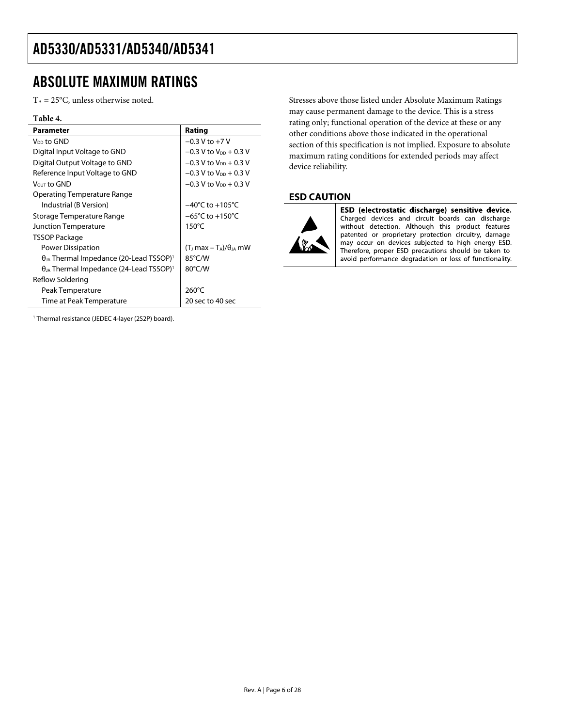## ABSOLUTE MAXIMUM RATINGS

$T_A$ = 25°C, unless otherwise noted.

**Table 4.**

| Parameter | Rating |
|---|---|
| $V_{DD}$ to GND | −0.3 V to +7 V |
| Digital Input Voltage to GND | −0.3 V to $V_{DD}$ + 0.3 V |
| Digital Output Voltage to GND | −0.3 V to $V_{DD}$ + 0.3 V |
| Reference Input Voltage to GND | −0.3 V to $V_{DD}$ + 0.3 V |
| $V_{OUT}$ to GND | −0.3 V to $V_{DD}$ + 0.3 V |
| Operating Temperature Range | |
| Industrial (B Version) | −40°C to +105°C |
| Storage Temperature Range | −65°C to +150°C |
| Junction Temperature | 150°C |
| TSSOP Package | |
| Power Dissipation | $(T_J \max - T_A)/\theta_{JA}$ mW |
| $\theta_{JA}$ Thermal Impedance (20-Lead TSSOP)[1] | 85°C/W |
| $\theta_{JA}$ Thermal Impedance (24-Lead TSSOP)[1] | 80°C/W |
| Reflow Soldering | |
| Peak Temperature | 260°C |
| Time at Peak Temperature | 20 sec to 40 sec |

[1] Thermal resistance (JEDEC 4-layer (2S2P) board).

Stresses above those listed under Absolute Maximum Ratings may cause permanent damage to the device. This is a stress rating only; functional operation of the device at these or any other conditions above those indicated in the operational section of this specification is not implied. Exposure to absolute maximum rating conditions for extended periods may affect device reliability.

### ESD CAUTION

**ESD (electrostatic discharge) sensitive device.** Charged devices and circuit boards can discharge without detection. Although this product features patented or proprietary protection circuitry, damage may occur on devices subjected to high energy ESD. Therefore, proper ESD precautions should be taken to avoid performance degradation or loss of functionality.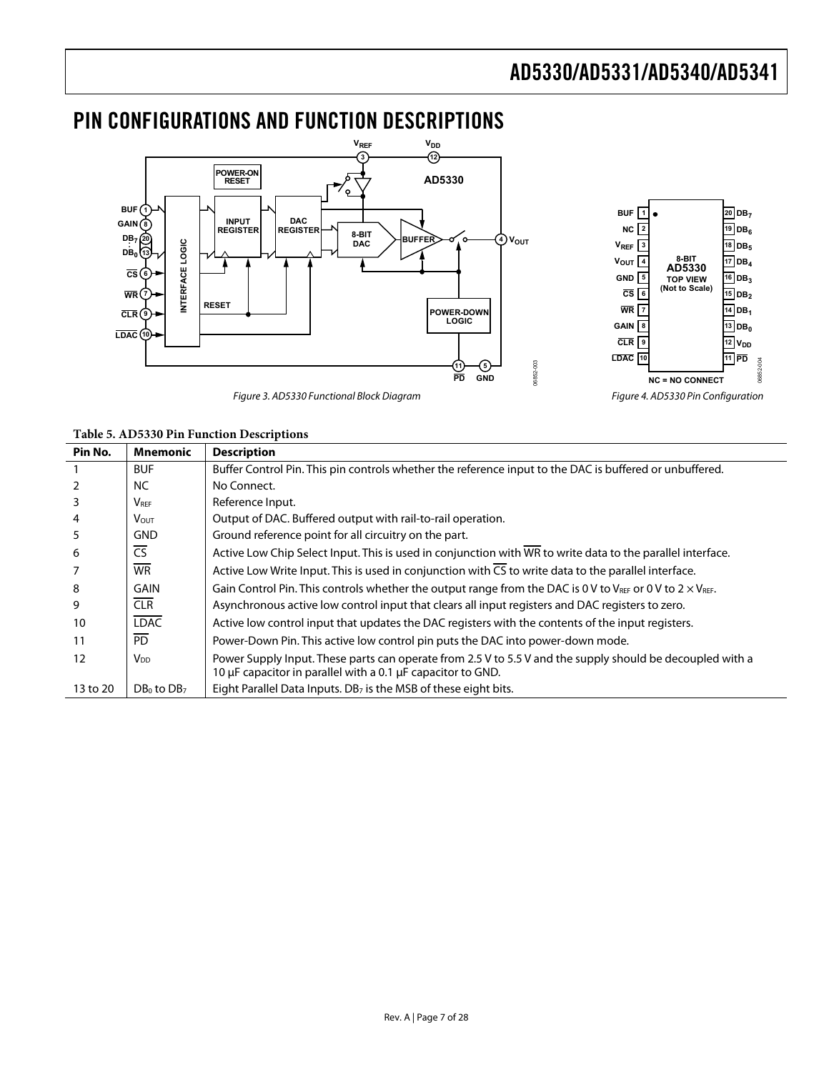## PIN CONFIGURATIONS AND FUNCTION DESCRIPTIONS

Figure 3. AD5330 Functional Block Diagram

Figure 4. AD5330 Pin Configuration

**Table 5. AD5330 Pin Function Descriptions**

| Pin No. | Mnemonic | Description |
|---|---|---|
| 1 | BUF | Buffer Control Pin. This pin controls whether the reference input to the DAC is buffered or unbuffered. |
| 2 | NC | No Connect. |
| 3 | $V_{REF}$ | Reference Input. |
| 4 | $V_{OUT}$ | Output of DAC. Buffered output with rail-to-rail operation. |
| 5 | GND | Ground reference point for all circuitry on the part. |
| 6 | $\overline{CS}$ | Active Low Chip Select Input. This is used in conjunction with $\overline{WR}$ to write data to the parallel interface. |
| 7 | $\overline{WR}$ | Active Low Write Input. This is used in conjunction with $\overline{CS}$ to write data to the parallel interface. |
| 8 | GAIN | Gain Control Pin. This controls whether the output range from the DAC is 0 V to $V_{REF}$ or 0 V to 2 × $V_{REF}$. |
| 9 | $\overline{CLR}$ | Asynchronous active low control input that clears all input registers and DAC registers to zero. |
| 10 | $\overline{LDAC}$ | Active low control input that updates the DAC registers with the contents of the input registers. |
| 11 | $\overline{PD}$ | Power-Down Pin. This active low control pin puts the DAC into power-down mode. |
| 12 | $V_{DD}$ | Power Supply Input. These parts can operate from 2.5 V to 5.5 V and the supply should be decoupled with a 10 µF capacitor in parallel with a 0.1 µF capacitor to GND. |
| 13 to 20 | $DB_0$ to $DB_7$ | Eight Parallel Data Inputs. $DB_7$ is the MSB of these eight bits. |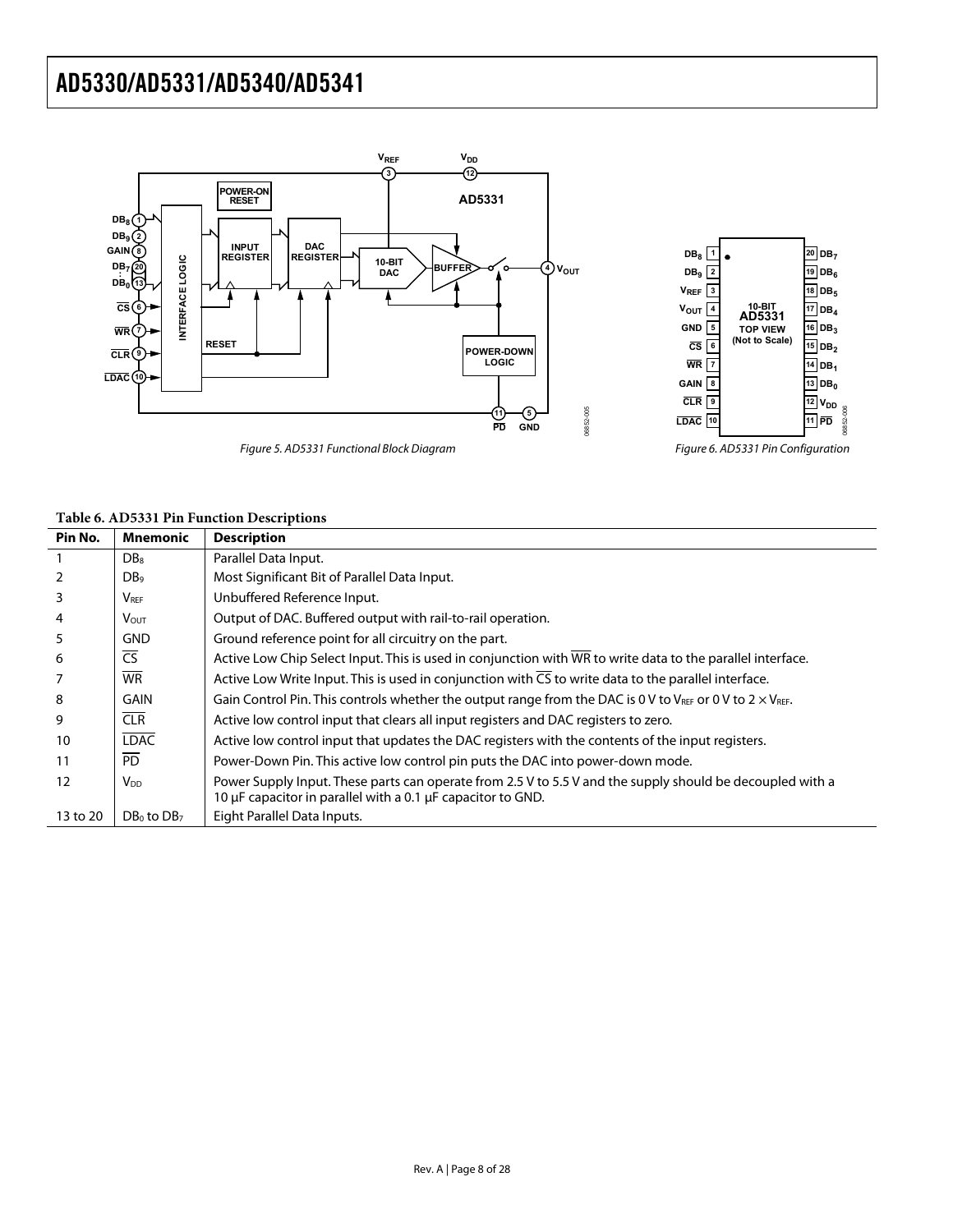Figure 5. AD5331 Functional Block Diagram

Figure 6. AD5331 Pin Configuration

**Table 6. AD5331 Pin Function Descriptions**

| Pin No. | Mnemonic | Description |
|---|---|---|
| 1 | $DB_8$ | Parallel Data Input. |
| 2 | $DB_9$ | Most Significant Bit of Parallel Data Input. |
| 3 | $V_{REF}$ | Unbuffered Reference Input. |
| 4 | $V_{OUT}$ | Output of DAC. Buffered output with rail-to-rail operation. |
| 5 | GND | Ground reference point for all circuitry on the part. |
| 6 | $\overline{CS}$ | Active Low Chip Select Input. This is used in conjunction with $\overline{WR}$ to write data to the parallel interface. |
| 7 | $\overline{WR}$ | Active Low Write Input. This is used in conjunction with $\overline{CS}$ to write data to the parallel interface. |
| 8 | GAIN | Gain Control Pin. This controls whether the output range from the DAC is 0 V to $V_{REF}$ or 0 V to 2 × $V_{REF}$. |
| 9 | $\overline{CLR}$ | Active low control input that clears all input registers and DAC registers to zero. |
| 10 | $\overline{LDAC}$ | Active low control input that updates the DAC registers with the contents of the input registers. |
| 11 | $\overline{PD}$ | Power-Down Pin. This active low control pin puts the DAC into power-down mode. |
| 12 | $V_{DD}$ | Power Supply Input. These parts can operate from 2.5 V to 5.5 V and the supply should be decoupled with a 10 µF capacitor in parallel with a 0.1 µF capacitor to GND. |
| 13 to 20 | $DB_0$ to $DB_7$ | Eight Parallel Data Inputs. |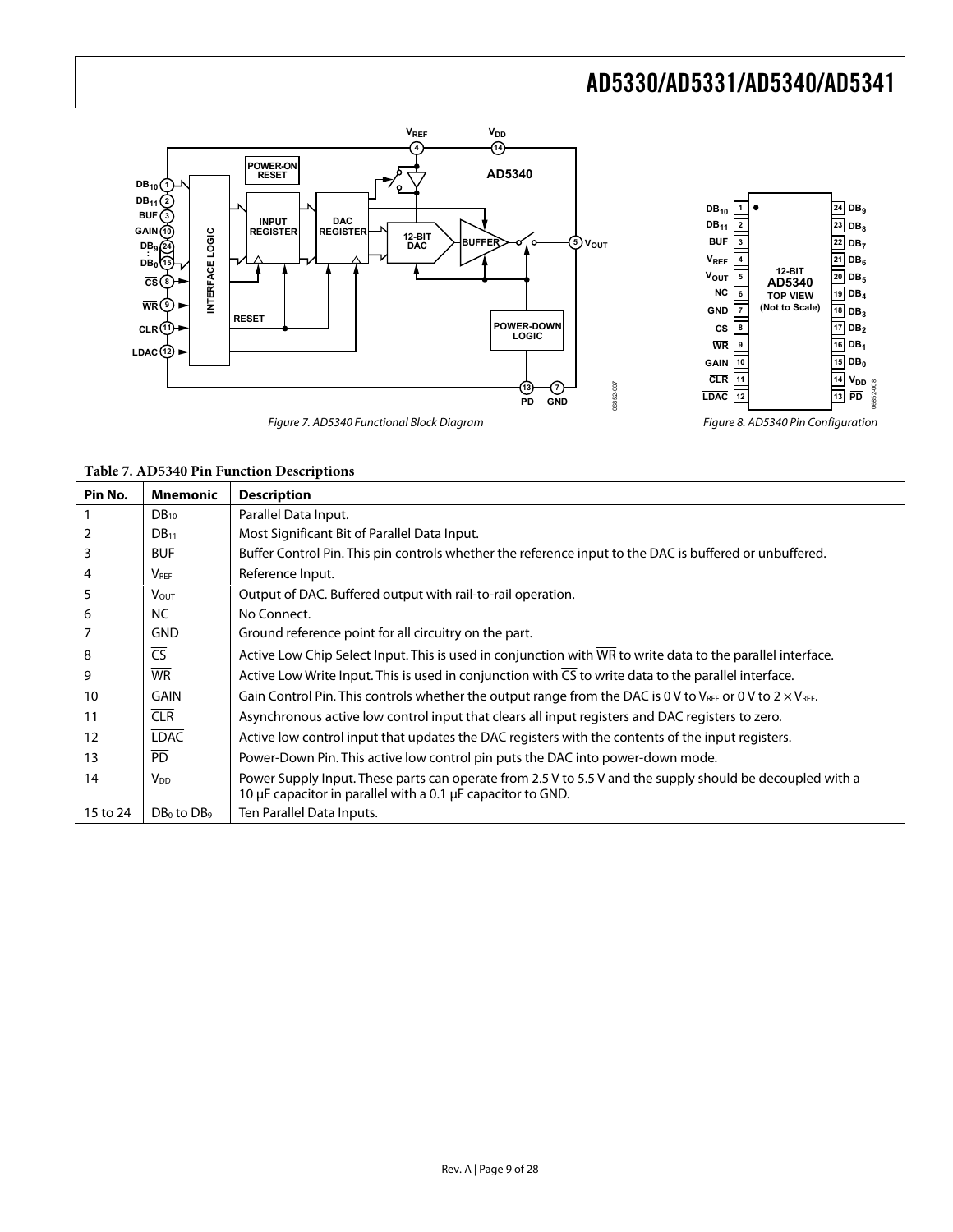Figure 7. AD5340 Functional Block Diagram

Figure 8. AD5340 Pin Configuration

**Table 7. AD5340 Pin Function Descriptions**

| Pin No. | Mnemonic | Description |
|---|---|---|
| 1 | $DB_{10}$ | Parallel Data Input. |
| 2 | $DB_{11}$ | Most Significant Bit of Parallel Data Input. |
| 3 | BUF | Buffer Control Pin. This pin controls whether the reference input to the DAC is buffered or unbuffered. |
| 4 | $V_{REF}$ | Reference Input. |
| 5 | $V_{OUT}$ | Output of DAC. Buffered output with rail-to-rail operation. |
| 6 | NC | No Connect. |
| 7 | GND | Ground reference point for all circuitry on the part. |
| 8 | $\overline{CS}$ | Active Low Chip Select Input. This is used in conjunction with $\overline{WR}$ to write data to the parallel interface. |
| 9 | $\overline{WR}$ | Active Low Write Input. This is used in conjunction with $\overline{CS}$ to write data to the parallel interface. |
| 10 | GAIN | Gain Control Pin. This controls whether the output range from the DAC is 0 V to $V_{REF}$ or 0 V to 2 × $V_{REF}$. |
| 11 | $\overline{CLR}$ | Asynchronous active low control input that clears all input registers and DAC registers to zero. |
| 12 | $\overline{LDAC}$ | Active low control input that updates the DAC registers with the contents of the input registers. |
| 13 | $\overline{PD}$ | Power-Down Pin. This active low control pin puts the DAC into power-down mode. |
| 14 | $V_{DD}$ | Power Supply Input. These parts can operate from 2.5 V to 5.5 V and the supply should be decoupled with a 10 µF capacitor in parallel with a 0.1 µF capacitor to GND. |
| 15 to 24 | $DB_0$ to $DB_9$ | Ten Parallel Data Inputs. |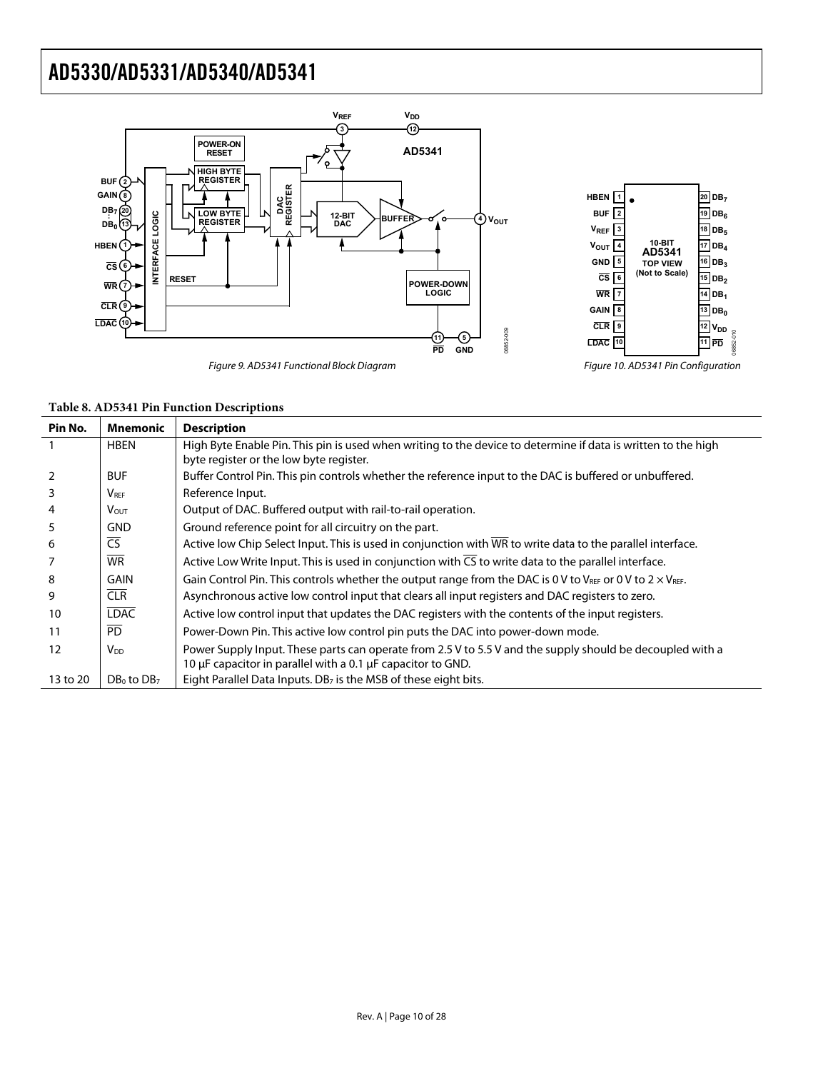Figure 9. AD5341 Functional Block Diagram

Figure 10. AD5341 Pin Configuration

**Table 8. AD5341 Pin Function Descriptions**

| Pin No. | Mnemonic | Description |
|---|---|---|
| 1 | HBEN | High Byte Enable Pin. This pin is used when writing to the device to determine if data is written to the high byte register or the low byte register. |
| 2 | BUF | Buffer Control Pin. This pin controls whether the reference input to the DAC is buffered or unbuffered. |
| 3 | $V_{REF}$ | Reference Input. |
| 4 | $V_{OUT}$ | Output of DAC. Buffered output with rail-to-rail operation. |
| 5 | GND | Ground reference point for all circuitry on the part. |
| 6 | $\overline{CS}$ | Active low Chip Select Input. This is used in conjunction with $\overline{WR}$ to write data to the parallel interface. |
| 7 | $\overline{WR}$ | Active Low Write Input. This is used in conjunction with $\overline{CS}$ to write data to the parallel interface. |
| 8 | GAIN | Gain Control Pin. This controls whether the output range from the DAC is 0 V to $V_{REF}$ or 0 V to $2 \times V_{REF}$. |
| 9 | $\overline{CLR}$ | Asynchronous active low control input that clears all input registers and DAC registers to zero. |
| 10 | $\overline{LDAC}$ | Active low control input that updates the DAC registers with the contents of the input registers. |
| 11 | $\overline{PD}$ | Power-Down Pin. This active low control pin puts the DAC into power-down mode. |
| 12 | $V_{DD}$ | Power Supply Input. These parts can operate from 2.5 V to 5.5 V and the supply should be decoupled with a 10 µF capacitor in parallel with a 0.1 µF capacitor to GND. |
| 13 to 20 | $DB_0$ to $DB_7$ | Eight Parallel Data Inputs. $DB_7$ is the MSB of these eight bits. |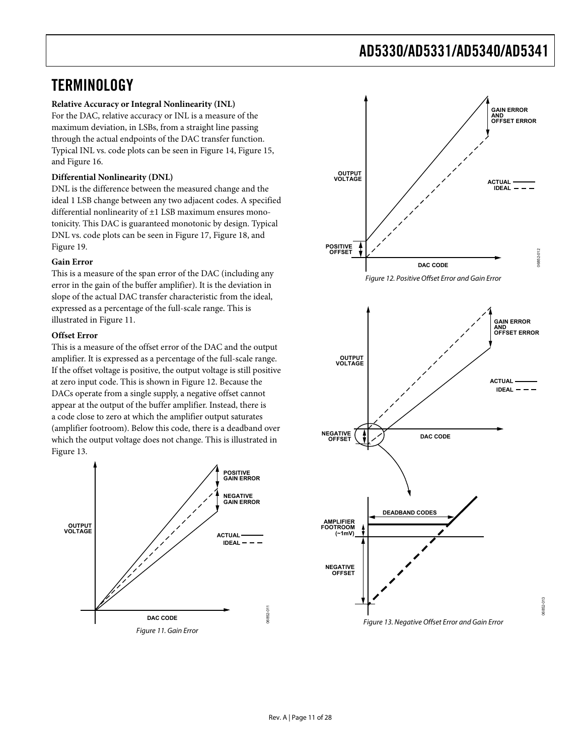// TERMINOLOGY

**Relative Accuracy or Integral Nonlinearity (INL)**

For the DAC, relative accuracy or INL is a measure of the maximum deviation, in LSBs, from a straight line passing through the actual endpoints of the DAC transfer function. Typical INL vs. code plots can be seen in Figure 14, Figure 15, and Figure 16.

**Differential Nonlinearity (DNL)**

DNL is the difference between the measured change and the ideal 1 LSB change between any two adjacent codes. A specified differential nonlinearity of ±1 LSB maximum ensures monotonicity. This DAC is guaranteed monotonic by design. Typical DNL vs. code plots can be seen in Figure 17, Figure 18, and Figure 19.

**Gain Error**

This is a measure of the span error of the DAC (including any error in the gain of the buffer amplifier). It is the deviation in slope of the actual DAC transfer characteristic from the ideal, expressed as a percentage of the full-scale range. This is illustrated in Figure 11.

**Offset Error**

This is a measure of the offset error of the DAC and the output amplifier. It is expressed as a percentage of the full-scale range. If the offset voltage is positive, the output voltage is still positive at zero input code. This is shown in Figure 12. Because the DACs operate from a single supply, a negative offset cannot appear at the output of the buffer amplifier. Instead, there is a code close to zero at which the amplifier output saturates (amplifier footroom). Below this code, there is a deadband over which the output voltage does not change. This is illustrated in Figure 13.

*Figure 11. Gain Error*

*Figure 12. Positive Offset Error and Gain Error*

*Figure 13. Negative Offset Error and Gain Error*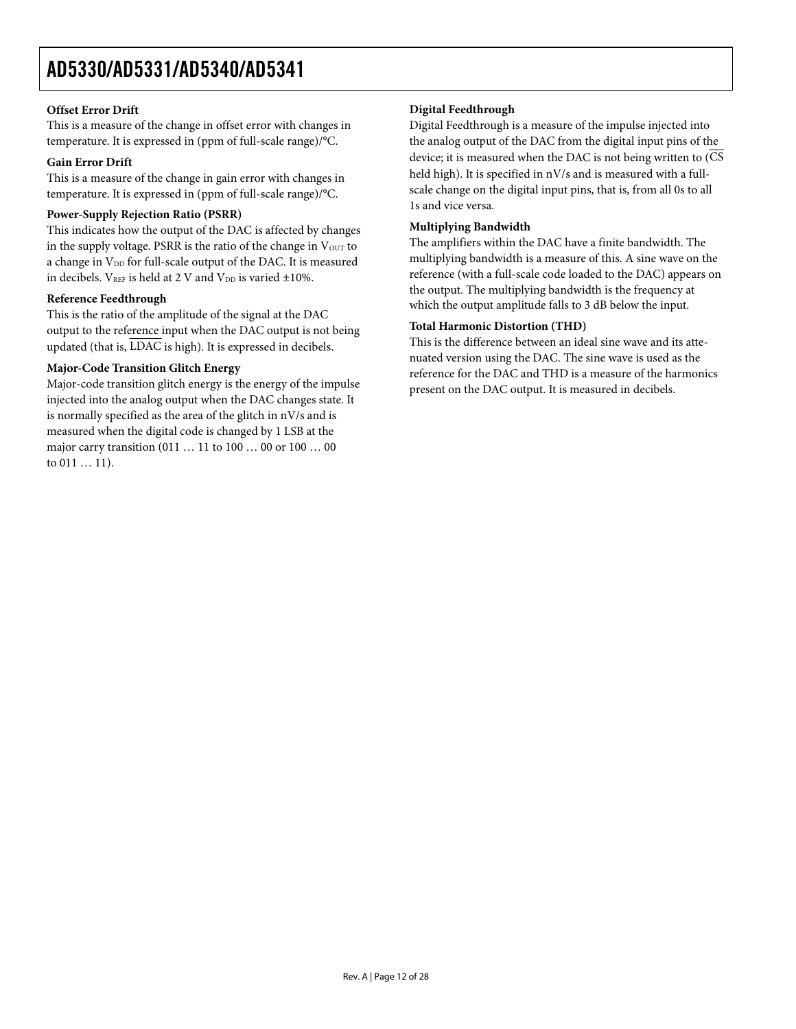### Offset Error Drift

This is a measure of the change in offset error with changes in temperature. It is expressed in (ppm of full-scale range)/°C.

### Gain Error Drift

This is a measure of the change in gain error with changes in temperature. It is expressed in (ppm of full-scale range)/°C.

### Power-Supply Rejection Ratio (PSRR)

This indicates how the output of the DAC is affected by changes in the supply voltage. PSRR is the ratio of the change in $V_{OUT}$ to a change in $V_{DD}$ for full-scale output of the DAC. It is measured in decibels. $V_{REF}$ is held at 2 V and $V_{DD}$ is varied ±10%.

### Reference Feedthrough

This is the ratio of the amplitude of the signal at the DAC output to the reference input when the DAC output is not being updated (that is, $\overline{LDAC}$ is high). It is expressed in decibels.

### Major-Code Transition Glitch Energy

Major-code transition glitch energy is the energy of the impulse injected into the analog output when the DAC changes state. It is normally specified as the area of the glitch in nV/s and is measured when the digital code is changed by 1 LSB at the major carry transition (011 … 11 to 100 … 00 or 100 … 00 to 011 … 11).

### Digital Feedthrough

Digital Feedthrough is a measure of the impulse injected into the analog output of the DAC from the digital input pins of the device; it is measured when the DAC is not being written to ($\overline{CS}$ held high). It is specified in nV/s and is measured with a full-scale change on the digital input pins, that is, from all 0s to all 1s and vice versa.

### Multiplying Bandwidth

The amplifiers within the DAC have a finite bandwidth. The multiplying bandwidth is a measure of this. A sine wave on the reference (with a full-scale code loaded to the DAC) appears on the output. The multiplying bandwidth is the frequency at which the output amplitude falls to 3 dB below the input.

### Total Harmonic Distortion (THD)

This is the difference between an ideal sine wave and its attenuated version using the DAC. The sine wave is used as the reference for the DAC and THD is a measure of the harmonics present on the DAC output. It is measured in decibels.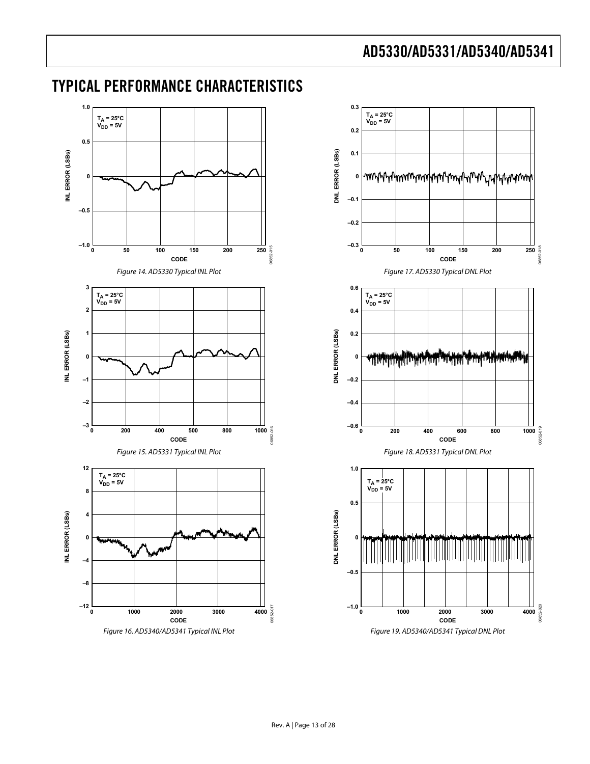## TYPICAL PERFORMANCE CHARACTERISTICS

Figure 14. AD5330 Typical INL Plot

Figure 15. AD5331 Typical INL Plot

Figure 16. AD5340/AD5341 Typical INL Plot

Figure 17. AD5330 Typical DNL Plot

Figure 18. AD5331 Typical DNL Plot

Figure 19. AD5340/AD5341 Typical DNL Plot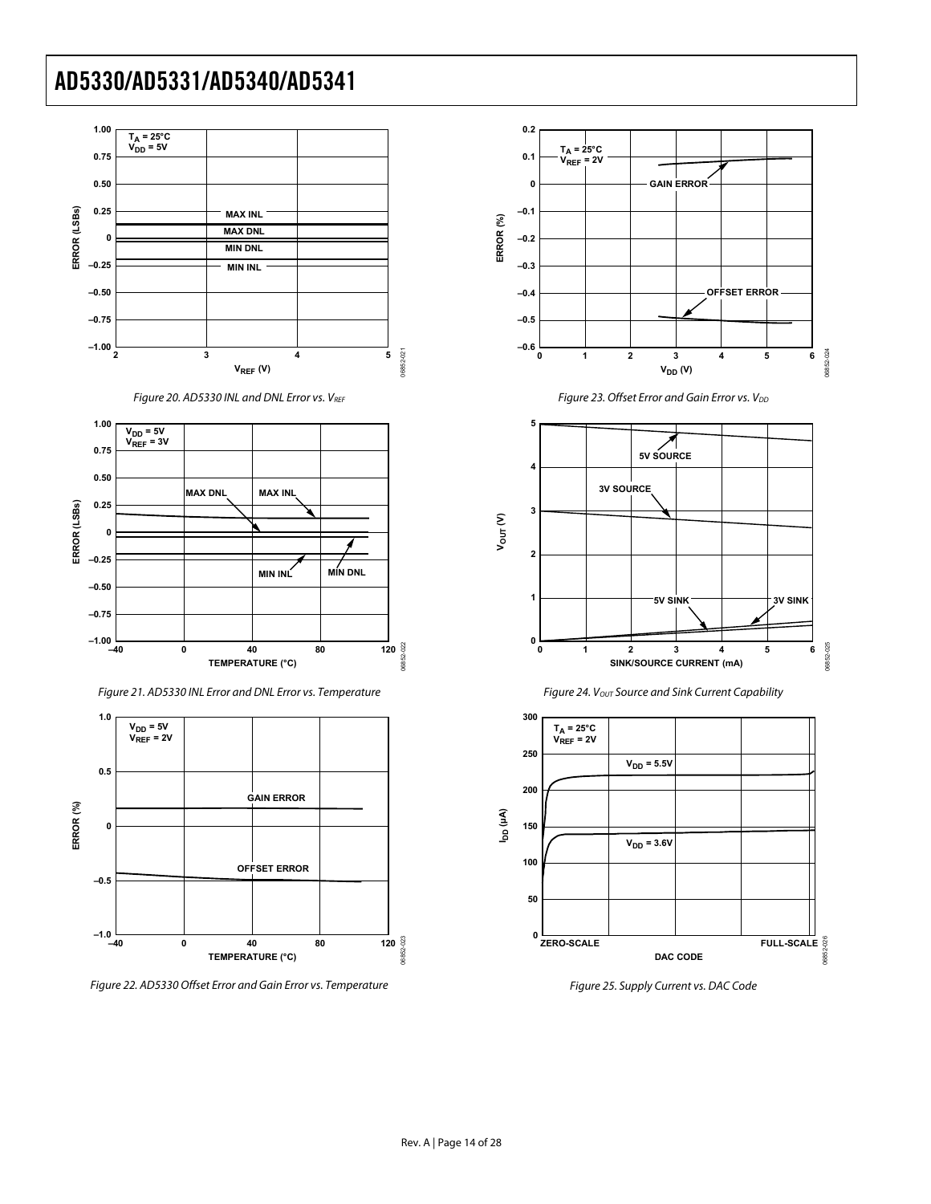Figure 20. AD5330 INL and DNL Error vs. $V_{REF}$

Figure 21. AD5330 INL Error and DNL Error vs. Temperature

Figure 22. AD5330 Offset Error and Gain Error vs. Temperature

Figure 23. Offset Error and Gain Error vs. $V_{DD}$

Figure 24. $V_{OUT}$ Source and Sink Current Capability

Figure 25. Supply Current vs. DAC Code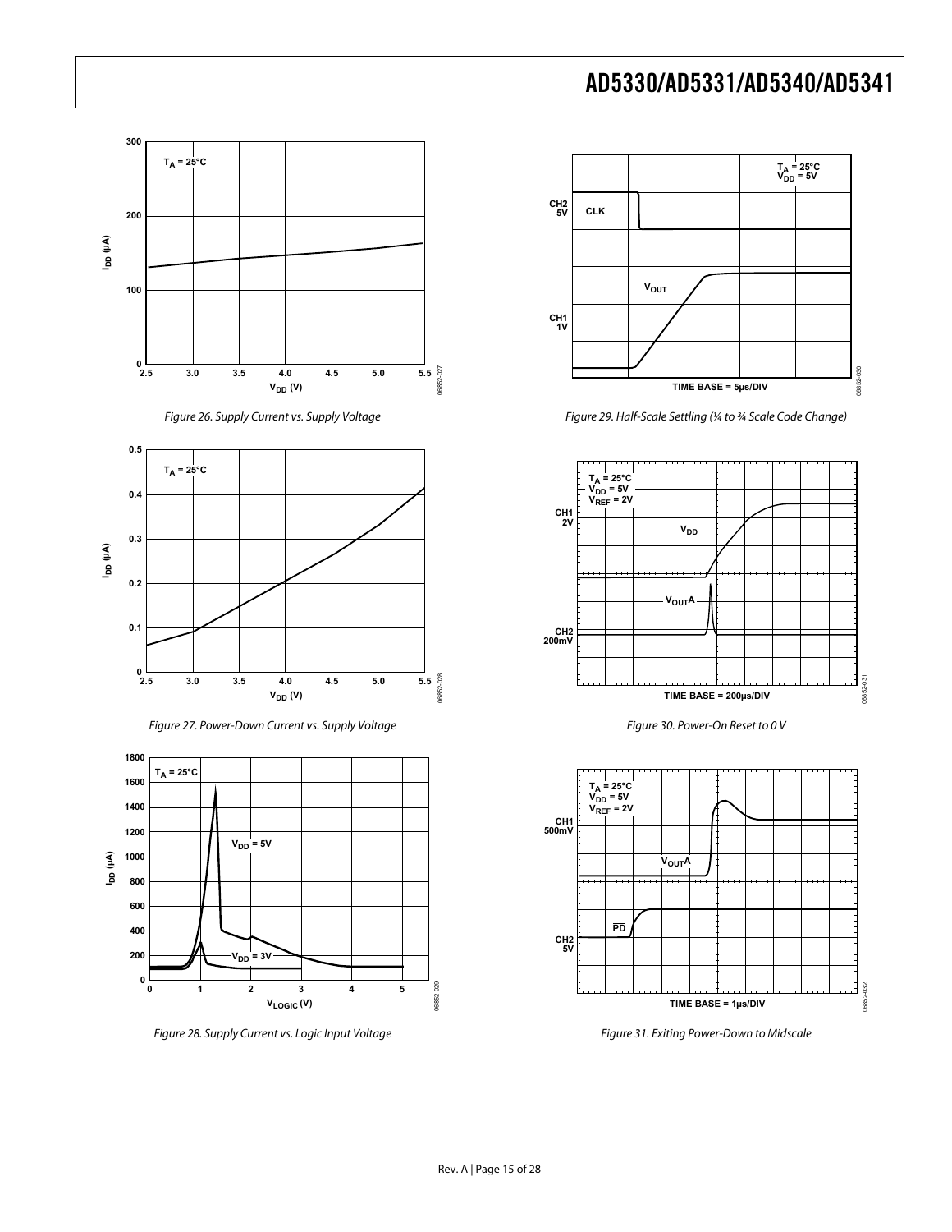Figure 26. Supply Current vs. Supply Voltage

Figure 27. Power-Down Current vs. Supply Voltage

Figure 28. Supply Current vs. Logic Input Voltage

Figure 29. Half-Scale Settling (¼ to ¾ Scale Code Change)

Figure 30. Power-On Reset to 0 V

Figure 31. Exiting Power-Down to Midscale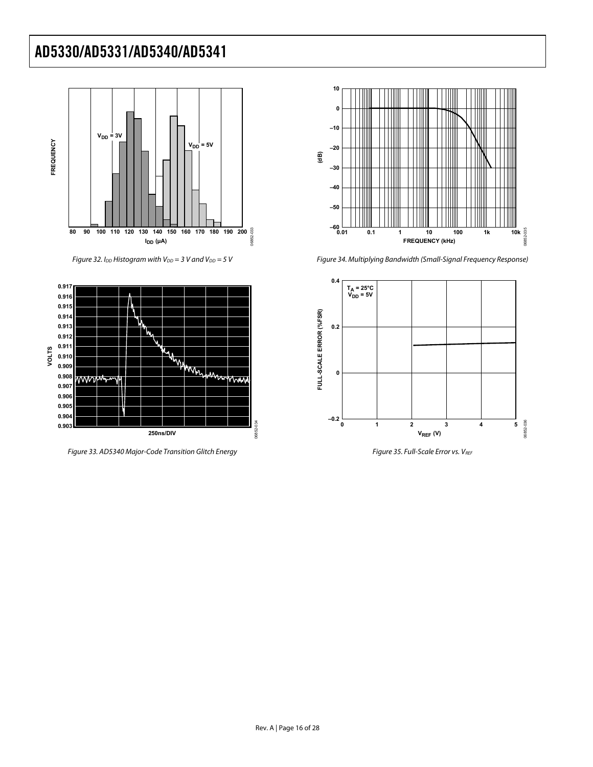Figure 32. $I_{DD}$ Histogram with $V_{DD}$ = 3 V and $V_{DD}$ = 5 V

Figure 33. AD5340 Major-Code Transition Glitch Energy

Figure 34. Multiplying Bandwidth (Small-Signal Frequency Response)

Figure 35. Full-Scale Error vs. $V_{REF}$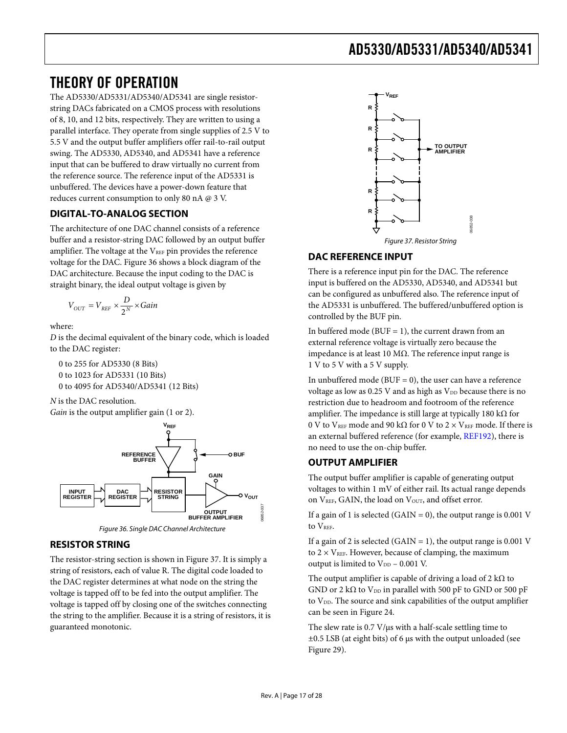# THEORY OF OPERATION

The AD5330/AD5331/AD5340/AD5341 are single resistor-string DACs fabricated on a CMOS process with resolutions of 8, 10, and 12 bits, respectively. They are written to using a parallel interface. They operate from single supplies of 2.5 V to 5.5 V and the output buffer amplifiers offer rail-to-rail output swing. The AD5330, AD5340, and AD5341 have a reference input that can be buffered to draw virtually no current from the reference source. The reference input of the AD5331 is unbuffered. The devices have a power-down feature that reduces current consumption to only 80 nA @ 3 V.

## DIGITAL-TO-ANALOG SECTION

The architecture of one DAC channel consists of a reference buffer and a resistor-string DAC followed by an output buffer amplifier. The voltage at the $V_{REF}$ pin provides the reference voltage for the DAC. Figure 36 shows a block diagram of the DAC architecture. Because the input coding to the DAC is straight binary, the ideal output voltage is given by

$$V_{OUT} = V_{REF} \times \frac{D}{2^N} \times Gain$$

where:
*D* is the decimal equivalent of the binary code, which is loaded to the DAC register:

0 to 255 for AD5330 (8 Bits)
0 to 1023 for AD5331 (10 Bits)
0 to 4095 for AD5340/AD5341 (12 Bits)

*N* is the DAC resolution.
*Gain* is the output amplifier gain (1 or 2).

Figure 36. Single DAC Channel Architecture

## RESISTOR STRING

The resistor-string section is shown in Figure 37. It is simply a string of resistors, each of value R. The digital code loaded to the DAC register determines at what node on the string the voltage is tapped off to be fed into the output amplifier. The voltage is tapped off by closing one of the switches connecting the string to the amplifier. Because it is a string of resistors, it is guaranteed monotonic.

Figure 37. Resistor String

## DAC REFERENCE INPUT

There is a reference input pin for the DAC. The reference input is buffered on the AD5330, AD5340, and AD5341 but can be configured as unbuffered also. The reference input of the AD5331 is unbuffered. The buffered/unbuffered option is controlled by the BUF pin.

In buffered mode (BUF = 1), the current drawn from an external reference voltage is virtually zero because the impedance is at least 10 MΩ. The reference input range is 1 V to 5 V with a 5 V supply.

In unbuffered mode (BUF = 0), the user can have a reference voltage as low as 0.25 V and as high as $V_{DD}$ because there is no restriction due to headroom and footroom of the reference amplifier. The impedance is still large at typically 180 kΩ for 0 V to $V_{REF}$ mode and 90 kΩ for 0 V to 2 × $V_{REF}$ mode. If there is an external buffered reference (for example, REF192), there is no need to use the on-chip buffer.

## OUTPUT AMPLIFIER

The output buffer amplifier is capable of generating output voltages to within 1 mV of either rail. Its actual range depends on $V_{REF}$, GAIN, the load on $V_{OUT}$, and offset error.

If a gain of 1 is selected (GAIN = 0), the output range is 0.001 V to $V_{REF}$.

If a gain of 2 is selected (GAIN = 1), the output range is 0.001 V to 2 × $V_{REF}$. However, because of clamping, the maximum output is limited to $V_{DD}$ − 0.001 V.

The output amplifier is capable of driving a load of 2 kΩ to GND or 2 kΩ to $V_{DD}$ in parallel with 500 pF to GND or 500 pF to $V_{DD}$. The source and sink capabilities of the output amplifier can be seen in Figure 24.

The slew rate is 0.7 V/μs with a half-scale settling time to ±0.5 LSB (at eight bits) of 6 μs with the output unloaded (see Figure 29).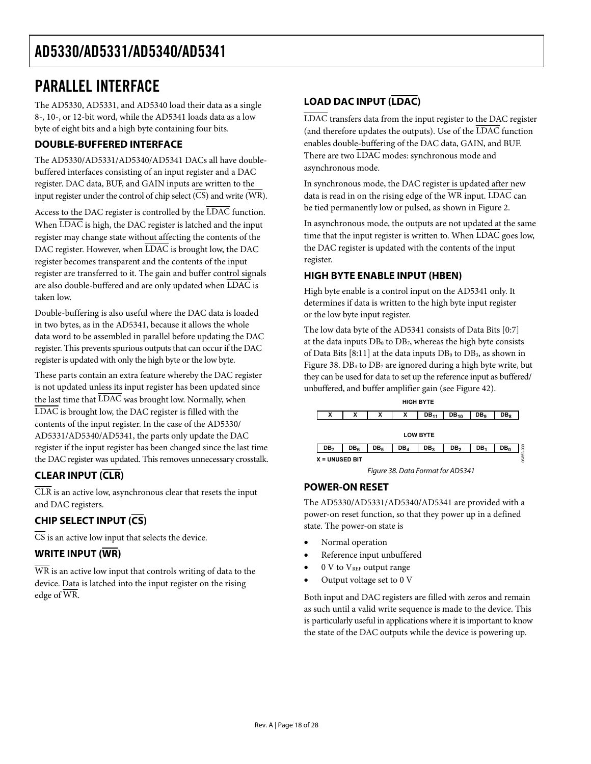# PARALLEL INTERFACE

The AD5330, AD5331, and AD5340 load their data as a single 8-, 10-, or 12-bit word, while the AD5341 loads data as a low byte of eight bits and a high byte containing four bits.

## DOUBLE-BUFFERED INTERFACE

The AD5330/AD5331/AD5340/AD5341 DACs all have double-buffered interfaces consisting of an input register and a DAC register. DAC data, BUF, and GAIN inputs are written to the input register under the control of chip select ($\overline{CS}$) and write ($\overline{WR}$).

Access to the DAC register is controlled by the $\overline{LDAC}$ function. When $\overline{LDAC}$ is high, the DAC register is latched and the input register may change state without affecting the contents of the DAC register. However, when $\overline{LDAC}$ is brought low, the DAC register becomes transparent and the contents of the input register are transferred to it. The gain and buffer control signals are also double-buffered and are only updated when $\overline{LDAC}$ is taken low.

Double-buffering is also useful where the DAC data is loaded in two bytes, as in the AD5341, because it allows the whole data word to be assembled in parallel before updating the DAC register. This prevents spurious outputs that can occur if the DAC register is updated with only the high byte or the low byte.

These parts contain an extra feature whereby the DAC register is not updated unless its input register has been updated since the last time that $\overline{LDAC}$ was brought low. Normally, when $\overline{LDAC}$ is brought low, the DAC register is filled with the contents of the input register. In the case of the AD5330/AD5331/AD5340/AD5341, the parts only update the DAC register if the input register has been changed since the last time the DAC register was updated. This removes unnecessary crosstalk.

## CLEAR INPUT ($\overline{CLR}$)

$\overline{CLR}$ is an active low, asynchronous clear that resets the input and DAC registers.

## CHIP SELECT INPUT ($\overline{CS}$)

$\overline{CS}$ is an active low input that selects the device.

## WRITE INPUT ($\overline{WR}$)

$\overline{WR}$ is an active low input that controls writing of data to the device. Data is latched into the input register on the rising edge of $\overline{WR}$.

## LOAD DAC INPUT ($\overline{LDAC}$)

$\overline{LDAC}$ transfers data from the input register to the DAC register (and therefore updates the outputs). Use of the $\overline{LDAC}$ function enables double-buffering of the DAC data, GAIN, and BUF. There are two $\overline{LDAC}$ modes: synchronous mode and asynchronous mode.

In synchronous mode, the DAC register is updated after new data is read in on the rising edge of the $\overline{WR}$ input. $\overline{LDAC}$ can be tied permanently low or pulsed, as shown in Figure 2.

In asynchronous mode, the outputs are not updated at the same time that the input register is written to. When $\overline{LDAC}$ goes low, the DAC register is updated with the contents of the input register.

## HIGH BYTE ENABLE INPUT (HBEN)

High byte enable is a control input on the AD5341 only. It determines if data is written to the high byte input register or the low byte input register.

The low data byte of the AD5341 consists of Data Bits [0:7] at the data inputs $DB_0$ to $DB_7$, whereas the high byte consists of Data Bits [8:11] at the data inputs $DB_0$ to $DB_3$, as shown in Figure 38. $DB_4$ to $DB_7$ are ignored during a high byte write, but they can be used for data to set up the reference input as buffered/unbuffered, and buffer amplifier gain (see Figure 42).

**HIGH BYTE**

| X | X | X | X | $DB_{11}$ | $DB_{10}$ | $DB_9$ | $DB_8$ |
|---|---|---|---|---|---|---|---|

**LOW BYTE**

| $DB_7$ | $DB_6$ | $DB_5$ | $DB_4$ | $DB_3$ | $DB_2$ | $DB_1$ | $DB_0$ |
|---|---|---|---|---|---|---|---|

X = UNUSED BIT

*Figure 38. Data Format for AD5341*

## POWER-ON RESET

The AD5330/AD5331/AD5340/AD5341 are provided with a power-on reset function, so that they power up in a defined state. The power-on state is

- Normal operation
- Reference input unbuffered
- 0 V to $V_{REF}$ output range
- Output voltage set to 0 V

Both input and DAC registers are filled with zeros and remain as such until a valid write sequence is made to the device. This is particularly useful in applications where it is important to know the state of the DAC outputs while the device is powering up.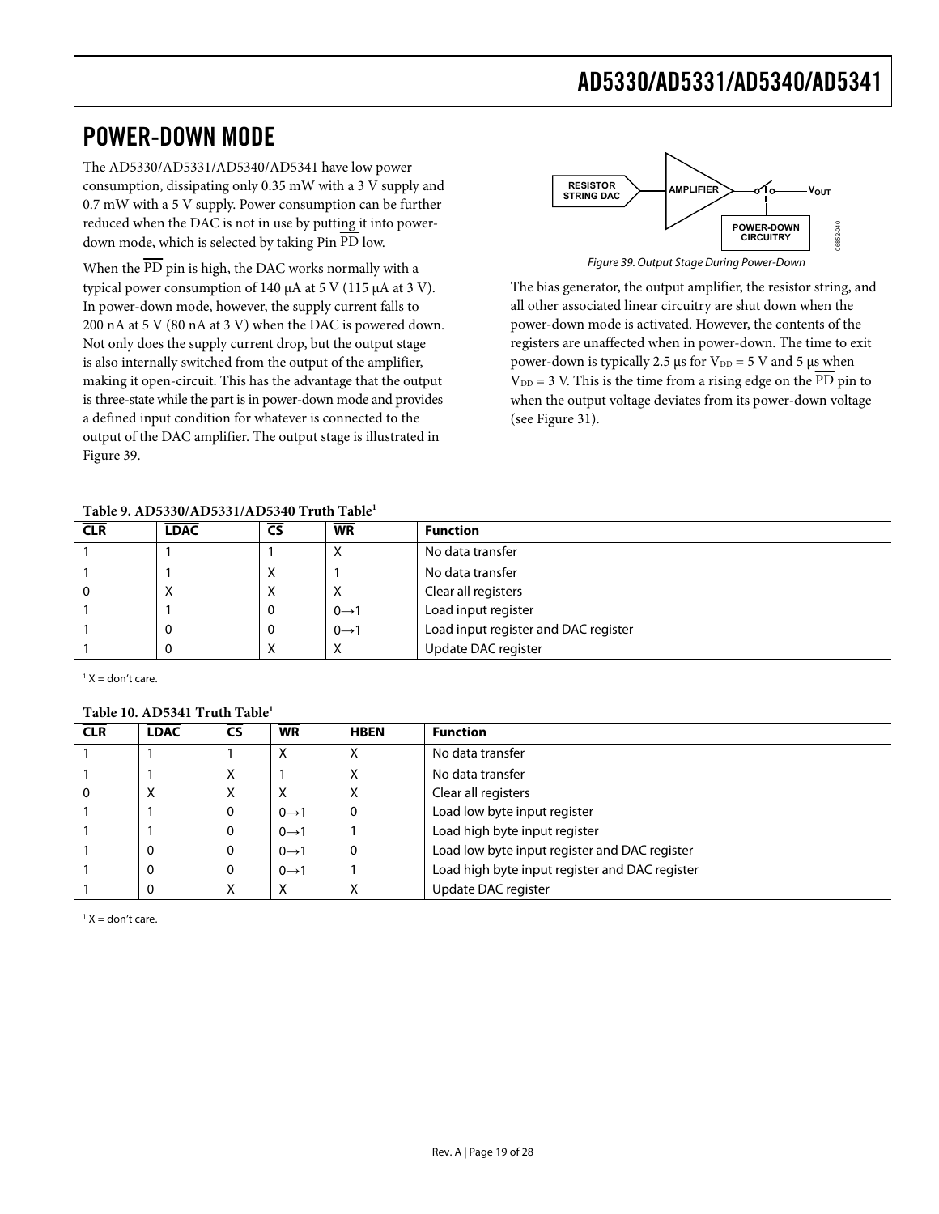# POWER-DOWN MODE

The AD5330/AD5331/AD5340/AD5341 have low power consumption, dissipating only 0.35 mW with a 3 V supply and 0.7 mW with a 5 V supply. Power consumption can be further reduced when the DAC is not in use by putting it into power-down mode, which is selected by taking Pin $\overline{\text{PD}}$ low.

When the $\overline{\text{PD}}$ pin is high, the DAC works normally with a typical power consumption of 140 µA at 5 V (115 µA at 3 V). In power-down mode, however, the supply current falls to 200 nA at 5 V (80 nA at 3 V) when the DAC is powered down. Not only does the supply current drop, but the output stage is also internally switched from the output of the amplifier, making it open-circuit. This has the advantage that the output is three-state while the part is in power-down mode and provides a defined input condition for whatever is connected to the output of the DAC amplifier. The output stage is illustrated in Figure 39.

Figure 39. Output Stage During Power-Down

The bias generator, the output amplifier, the resistor string, and all other associated linear circuitry are shut down when the power-down mode is activated. However, the contents of the registers are unaffected when in power-down. The time to exit power-down is typically 2.5 µs for $V_{DD}$ = 5 V and 5 µs when $V_{DD}$ = 3 V. This is the time from a rising edge on the $\overline{\text{PD}}$ pin to when the output voltage deviates from its power-down voltage (see Figure 31).

**Table 9. AD5330/AD5331/AD5340 Truth Table[1]**

| $\overline{\text{CLR}}$ | $\overline{\text{LDAC}}$ | $\overline{\text{CS}}$ | $\overline{\text{WR}}$ | Function |
|---|---|---|---|---|
| 1 | 1 | 1 | X | No data transfer |
| 1 | 1 | X | 1 | No data transfer |
| 0 | X | X | X | Clear all registers |
| 1 | 1 | 0 | 0→1 | Load input register |
| 1 | 0 | 0 | 0→1 | Load input register and DAC register |
| 1 | 0 | X | X | Update DAC register |

[1] X = don't care.

**Table 10. AD5341 Truth Table[1]**

| $\overline{\text{CLR}}$ | $\overline{\text{LDAC}}$ | $\overline{\text{CS}}$ | $\overline{\text{WR}}$ | HBEN | Function |
|---|---|---|---|---|---|
| 1 | 1 | 1 | X | X | No data transfer |
| 1 | 1 | X | 1 | X | No data transfer |
| 0 | X | X | X | X | Clear all registers |
| 1 | 1 | 0 | 0→1 | 0 | Load low byte input register |
| 1 | 1 | 0 | 0→1 | 1 | Load high byte input register |
| 1 | 0 | 0 | 0→1 | 0 | Load low byte input register and DAC register |
| 1 | 0 | 0 | 0→1 | 1 | Load high byte input register and DAC register |
| 1 | 0 | X | X | X | Update DAC register |

[1] X = don't care.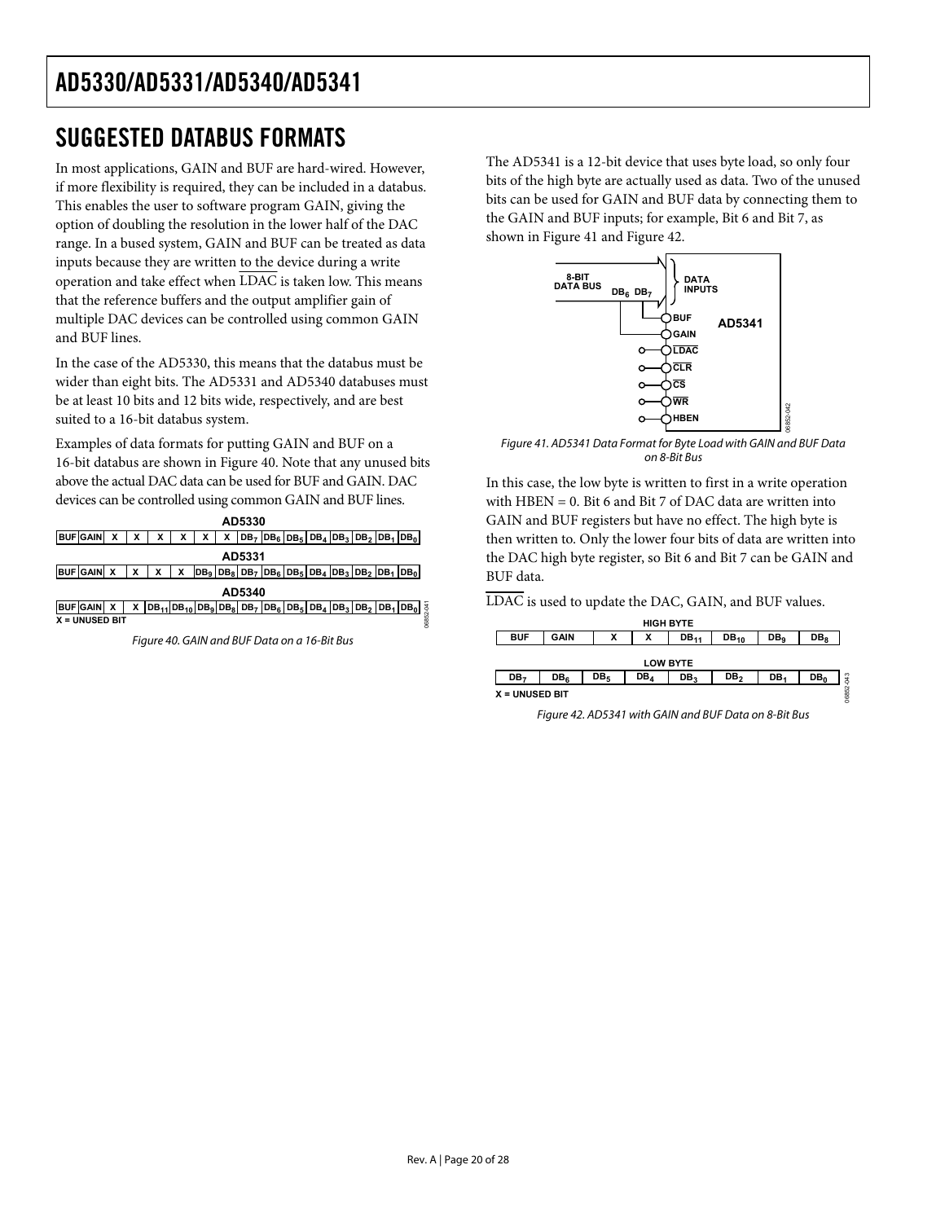## SUGGESTED DATABUS FORMATS

In most applications, GAIN and BUF are hard-wired. However, if more flexibility is required, they can be included in a databus. This enables the user to software program GAIN, giving the option of doubling the resolution in the lower half of the DAC range. In a bused system, GAIN and BUF can be treated as data inputs because they are written to the device during a write operation and take effect when $\overline{LDAC}$ is taken low. This means that the reference buffers and the output amplifier gain of multiple DAC devices can be controlled using common GAIN and BUF lines.

In the case of the AD5330, this means that the databus must be wider than eight bits. The AD5331 and AD5340 databuses must be at least 10 bits and 12 bits wide, respectively, and are best suited to a 16-bit databus system.

Examples of data formats for putting GAIN and BUF on a 16-bit databus are shown in Figure 40. Note that any unused bits above the actual DAC data can be used for BUF and GAIN. DAC devices can be controlled using common GAIN and BUF lines.

**AD5330**

| BUF | GAIN | X | X | X | X | X | X | $DB_7$ | $DB_6$ | $DB_5$ | $DB_4$ | $DB_3$ | $DB_2$ | $DB_1$ | $DB_0$ |
|---|---|---|---|---|---|---|---|---|---|---|---|---|---|---|---|

**AD5331**

| BUF | GAIN | X | X | X | X | $DB_9$ | $DB_8$ | $DB_7$ | $DB_6$ | $DB_5$ | $DB_4$ | $DB_3$ | $DB_2$ | $DB_1$ | $DB_0$ |
|---|---|---|---|---|---|---|---|---|---|---|---|---|---|---|---|

**AD5340**

| BUF | GAIN | X | X | $DB_{11}$ | $DB_{10}$ | $DB_9$ | $DB_8$ | $DB_7$ | $DB_6$ | $DB_5$ | $DB_4$ | $DB_3$ | $DB_2$ | $DB_1$ | $DB_0$ |
|---|---|---|---|---|---|---|---|---|---|---|---|---|---|---|---|

X = UNUSED BIT

*Figure 40. GAIN and BUF Data on a 16-Bit Bus*

The AD5341 is a 12-bit device that uses byte load, so only four bits of the high byte are actually used as data. Two of the unused bits can be used for GAIN and BUF data by connecting them to the GAIN and BUF inputs; for example, Bit 6 and Bit 7, as shown in Figure 41 and Figure 42.

8-BIT DATA BUS, $DB_6$, $DB_7$, DATA INPUTS, BUF, GAIN, $\overline{LDAC}$, $\overline{CLR}$, $\overline{CS}$, $\overline{WR}$, HBEN, AD5341

*Figure 41. AD5341 Data Format for Byte Load with GAIN and BUF Data on 8-Bit Bus*

In this case, the low byte is written to first in a write operation with HBEN = 0. Bit 6 and Bit 7 of DAC data are written into GAIN and BUF registers but have no effect. The high byte is then written to. Only the lower four bits of data are written into the DAC high byte register, so Bit 6 and Bit 7 can be GAIN and BUF data.

$\overline{LDAC}$ is used to update the DAC, GAIN, and BUF values.

**HIGH BYTE**

| BUF | GAIN | X | X | $DB_{11}$ | $DB_{10}$ | $DB_9$ | $DB_8$ |
|---|---|---|---|---|---|---|---|

**LOW BYTE**

| $DB_7$ | $DB_6$ | $DB_5$ | $DB_4$ | $DB_3$ | $DB_2$ | $DB_1$ | $DB_0$ |
|---|---|---|---|---|---|---|---|

X = UNUSED BIT

*Figure 42. AD5341 with GAIN and BUF Data on 8-Bit Bus*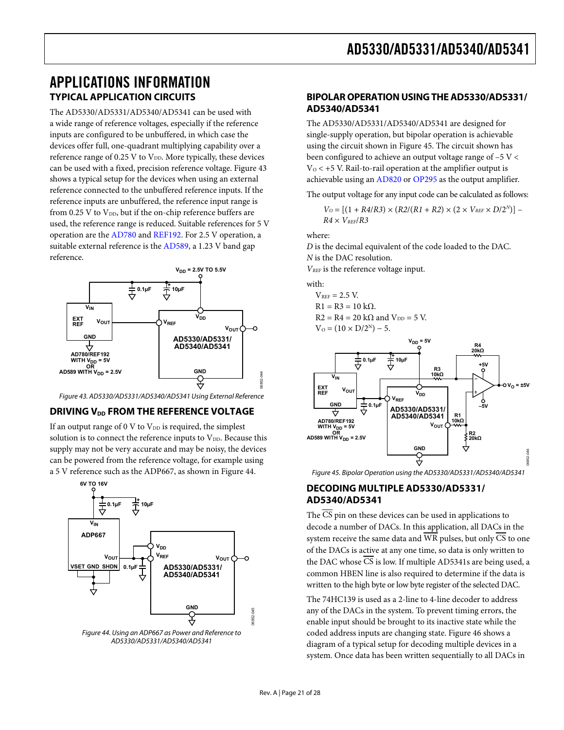# APPLICATIONS INFORMATION

## TYPICAL APPLICATION CIRCUITS

The AD5330/AD5331/AD5340/AD5341 can be used with a wide range of reference voltages, especially if the reference inputs are configured to be unbuffered, in which case the devices offer full, one-quadrant multiplying capability over a reference range of 0.25 V to $V_{DD}$. More typically, these devices can be used with a fixed, precision reference voltage. Figure 43 shows a typical setup for the devices when using an external reference connected to the unbuffered reference inputs. If the reference inputs are unbuffered, the reference input range is from 0.25 V to $V_{DD}$, but if the on-chip reference buffers are used, the reference range is reduced. Suitable references for 5 V operation are the AD780 and REF192. For 2.5 V operation, a suitable external reference is the AD589, a 1.23 V band gap reference.

Figure 43. AD5330/AD5331/AD5340/AD5341 Using External Reference

## DRIVING $V_{DD}$ FROM THE REFERENCE VOLTAGE

If an output range of 0 V to $V_{DD}$ is required, the simplest solution is to connect the reference inputs to $V_{DD}$. Because this supply may not be very accurate and may be noisy, the devices can be powered from the reference voltage, for example using a 5 V reference such as the ADP667, as shown in Figure 44.

Figure 44. Using an ADP667 as Power and Reference to AD5330/AD5331/AD5340/AD5341

## BIPOLAR OPERATION USING THE AD5330/AD5331/AD5340/AD5341

The AD5330/AD5331/AD5340/AD5341 are designed for single-supply operation, but bipolar operation is achievable using the circuit shown in Figure 45. The circuit shown has been configured to achieve an output voltage range of –5 V < $V_O$ < +5 V. Rail-to-rail operation at the amplifier output is achievable using an AD820 or OP295 as the output amplifier.

The output voltage for any input code can be calculated as follows:

$$V_O = [(1 + R4/R3) \times (R2/(R1 + R2) \times (2 \times V_{REF} \times D/2^N)] - R4 \times V_{REF}/R3$$

where:

*D* is the decimal equivalent of the code loaded to the DAC.
*N* is the DAC resolution.
$V_{REF}$ is the reference voltage input.

with:

$V_{REF}$ = 2.5 V.
R1 = R3 = 10 kΩ.
R2 = R4 = 20 kΩ and $V_{DD}$ = 5 V.
$V_O = (10 \times D/2^N) - 5$.

Figure 45. Bipolar Operation using the AD5330/AD5331/AD5340/AD5341

## DECODING MULTIPLE AD5330/AD5331/AD5340/AD5341

The $\overline{CS}$ pin on these devices can be used in applications to decode a number of DACs. In this application, all DACs in the system receive the same data and $\overline{WR}$ pulses, but only $\overline{CS}$ to one of the DACs is active at any one time, so data is only written to the DAC whose $\overline{CS}$ is low. If multiple AD5341s are being used, a common HBEN line is also required to determine if the data is written to the high byte or low byte register of the selected DAC.

The 74HC139 is used as a 2-line to 4-line decoder to address any of the DACs in the system. To prevent timing errors, the enable input should be brought to its inactive state while the coded address inputs are changing state. Figure 46 shows a diagram of a typical setup for decoding multiple devices in a system. Once data has been written sequentially to all DACs in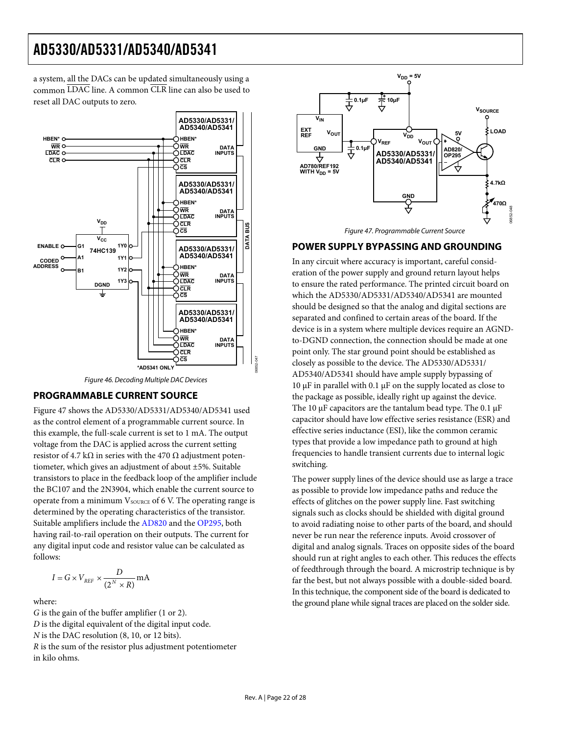a system, all the DACs can be updated simultaneously using a common $\overline{LDAC}$ line. A common $\overline{CLR}$ line can also be used to reset all DAC outputs to zero.

Figure 46. Decoding Multiple DAC Devices

## PROGRAMMABLE CURRENT SOURCE

Figure 47 shows the AD5330/AD5331/AD5340/AD5341 used as the control element of a programmable current source. In this example, the full-scale current is set to 1 mA. The output voltage from the DAC is applied across the current setting resistor of 4.7 kΩ in series with the 470 Ω adjustment potentiometer, which gives an adjustment of about ±5%. Suitable transistors to place in the feedback loop of the amplifier include the BC107 and the 2N3904, which enable the current source to operate from a minimum $V_{SOURCE}$ of 6 V. The operating range is determined by the operating characteristics of the transistor. Suitable amplifiers include the AD820 and the OP295, both having rail-to-rail operation on their outputs. The current for any digital input code and resistor value can be calculated as follows:

$$I = G \times V_{REF} \times \frac{D}{(2^N \times R)} \text{mA}$$

where:
$G$ is the gain of the buffer amplifier (1 or 2).
$D$ is the digital equivalent of the digital input code.
$N$ is the DAC resolution (8, 10, or 12 bits).
$R$ is the sum of the resistor plus adjustment potentiometer in kilo ohms.

Figure 47. Programmable Current Source

## POWER SUPPLY BYPASSING AND GROUNDING

In any circuit where accuracy is important, careful consideration of the power supply and ground return layout helps to ensure the rated performance. The printed circuit board on which the AD5330/AD5331/AD5340/AD5341 are mounted should be designed so that the analog and digital sections are separated and confined to certain areas of the board. If the device is in a system where multiple devices require an AGND-to-DGND connection, the connection should be made at one point only. The star ground point should be established as closely as possible to the device. The AD5330/AD5331/AD5340/AD5341 should have ample supply bypassing of 10 µF in parallel with 0.1 µF on the supply located as close to the package as possible, ideally right up against the device. The 10 µF capacitors are the tantalum bead type. The 0.1 µF capacitor should have low effective series resistance (ESR) and effective series inductance (ESI), like the common ceramic types that provide a low impedance path to ground at high frequencies to handle transient currents due to internal logic switching.

The power supply lines of the device should use as large a trace as possible to provide low impedance paths and reduce the effects of glitches on the power supply line. Fast switching signals such as clocks should be shielded with digital ground to avoid radiating noise to other parts of the board, and should never be run near the reference inputs. Avoid crossover of digital and analog signals. Traces on opposite sides of the board should run at right angles to each other. This reduces the effects of feedthrough through the board. A microstrip technique is by far the best, but not always possible with a double-sided board. In this technique, the component side of the board is dedicated to the ground plane while signal traces are placed on the solder side.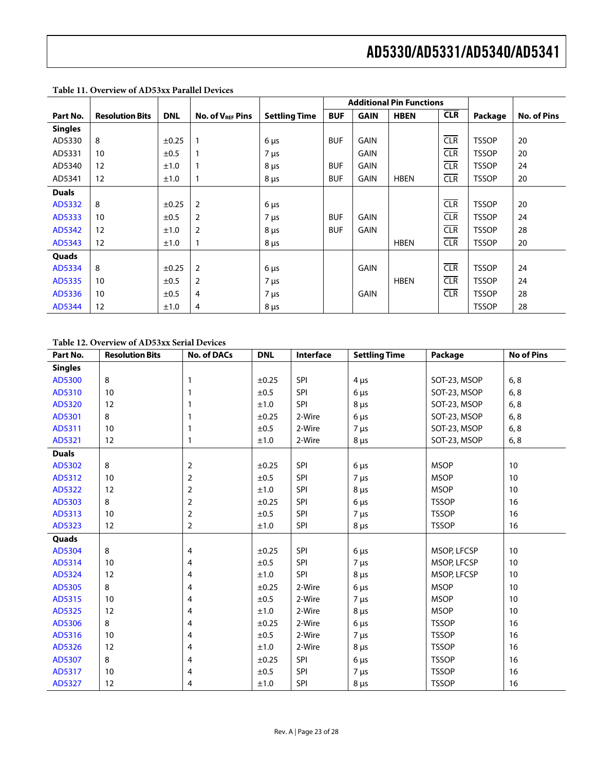**Table 11. Overview of AD53xx Parallel Devices**

| Part No. | Resolution Bits | DNL | No. of $V_{REF}$ Pins | Settling Time | Additional Pin Functions | | | | Package | No. of Pins |
|---|---|---|---|---|---|---|---|---|---|---|
| | | | | | BUF | GAIN | HBEN | $\overline{CLR}$ | | |
| **Singles** | | | | | | | | | | |
| AD5330 | 8 | ±0.25 | 1 | 6 µs | BUF | GAIN | | $\overline{CLR}$ | TSSOP | 20 |
| AD5331 | 10 | ±0.5 | 1 | 7 µs | | GAIN | | $\overline{CLR}$ | TSSOP | 20 |
| AD5340 | 12 | ±1.0 | 1 | 8 µs | BUF | GAIN | | $\overline{CLR}$ | TSSOP | 24 |
| AD5341 | 12 | ±1.0 | 1 | 8 µs | BUF | GAIN | HBEN | $\overline{CLR}$ | TSSOP | 20 |
| **Duals** | | | | | | | | | | |
| AD5332 | 8 | ±0.25 | 2 | 6 µs | | | | $\overline{CLR}$ | TSSOP | 20 |
| AD5333 | 10 | ±0.5 | 2 | 7 µs | BUF | GAIN | | $\overline{CLR}$ | TSSOP | 24 |
| AD5342 | 12 | ±1.0 | 2 | 8 µs | BUF | GAIN | | $\overline{CLR}$ | TSSOP | 28 |
| AD5343 | 12 | ±1.0 | 1 | 8 µs | | | HBEN | $\overline{CLR}$ | TSSOP | 20 |
| **Quads** | | | | | | | | | | |
| AD5334 | 8 | ±0.25 | 2 | 6 µs | | GAIN | | $\overline{CLR}$ | TSSOP | 24 |
| AD5335 | 10 | ±0.5 | 2 | 7 µs | | | HBEN | $\overline{CLR}$ | TSSOP | 24 |
| AD5336 | 10 | ±0.5 | 4 | 7 µs | | GAIN | | $\overline{CLR}$ | TSSOP | 28 |
| AD5344 | 12 | ±1.0 | 4 | 8 µs | | | | | TSSOP | 28 |

**Table 12. Overview of AD53xx Serial Devices**

| Part No. | Resolution Bits | No. of DACs | DNL | Interface | Settling Time | Package | No of Pins |
|---|---|---|---|---|---|---|---|
| **Singles** | | | | | | | |
| AD5300 | 8 | 1 | ±0.25 | SPI | 4 µs | SOT-23, MSOP | 6, 8 |
| AD5310 | 10 | 1 | ±0.5 | SPI | 6 µs | SOT-23, MSOP | 6, 8 |
| AD5320 | 12 | 1 | ±1.0 | SPI | 8 µs | SOT-23, MSOP | 6, 8 |
| AD5301 | 8 | 1 | ±0.25 | 2-Wire | 6 µs | SOT-23, MSOP | 6, 8 |
| AD5311 | 10 | 1 | ±0.5 | 2-Wire | 7 µs | SOT-23, MSOP | 6, 8 |
| AD5321 | 12 | 1 | ±1.0 | 2-Wire | 8 µs | SOT-23, MSOP | 6, 8 |
| **Duals** | | | | | | | |
| AD5302 | 8 | 2 | ±0.25 | SPI | 6 µs | MSOP | 10 |
| AD5312 | 10 | 2 | ±0.5 | SPI | 7 µs | MSOP | 10 |
| AD5322 | 12 | 2 | ±1.0 | SPI | 8 µs | MSOP | 10 |
| AD5303 | 8 | 2 | ±0.25 | SPI | 6 µs | TSSOP | 16 |
| AD5313 | 10 | 2 | ±0.5 | SPI | 7 µs | TSSOP | 16 |
| AD5323 | 12 | 2 | ±1.0 | SPI | 8 µs | TSSOP | 16 |
| **Quads** | | | | | | | |
| AD5304 | 8 | 4 | ±0.25 | SPI | 6 µs | MSOP, LFCSP | 10 |
| AD5314 | 10 | 4 | ±0.5 | SPI | 7 µs | MSOP, LFCSP | 10 |
| AD5324 | 12 | 4 | ±1.0 | SPI | 8 µs | MSOP, LFCSP | 10 |
| AD5305 | 8 | 4 | ±0.25 | 2-Wire | 6 µs | MSOP | 10 |
| AD5315 | 10 | 4 | ±0.5 | 2-Wire | 7 µs | MSOP | 10 |
| AD5325 | 12 | 4 | ±1.0 | 2-Wire | 8 µs | MSOP | 10 |
| AD5306 | 8 | 4 | ±0.25 | 2-Wire | 6 µs | TSSOP | 16 |
| AD5316 | 10 | 4 | ±0.5 | 2-Wire | 7 µs | TSSOP | 16 |
| AD5326 | 12 | 4 | ±1.0 | 2-Wire | 8 µs | TSSOP | 16 |
| AD5307 | 8 | 4 | ±0.25 | SPI | 6 µs | TSSOP | 16 |
| AD5317 | 10 | 4 | ±0.5 | SPI | 7 µs | TSSOP | 16 |
| AD5327 | 12 | 4 | ±1.0 | SPI | 8 µs | TSSOP | 16 |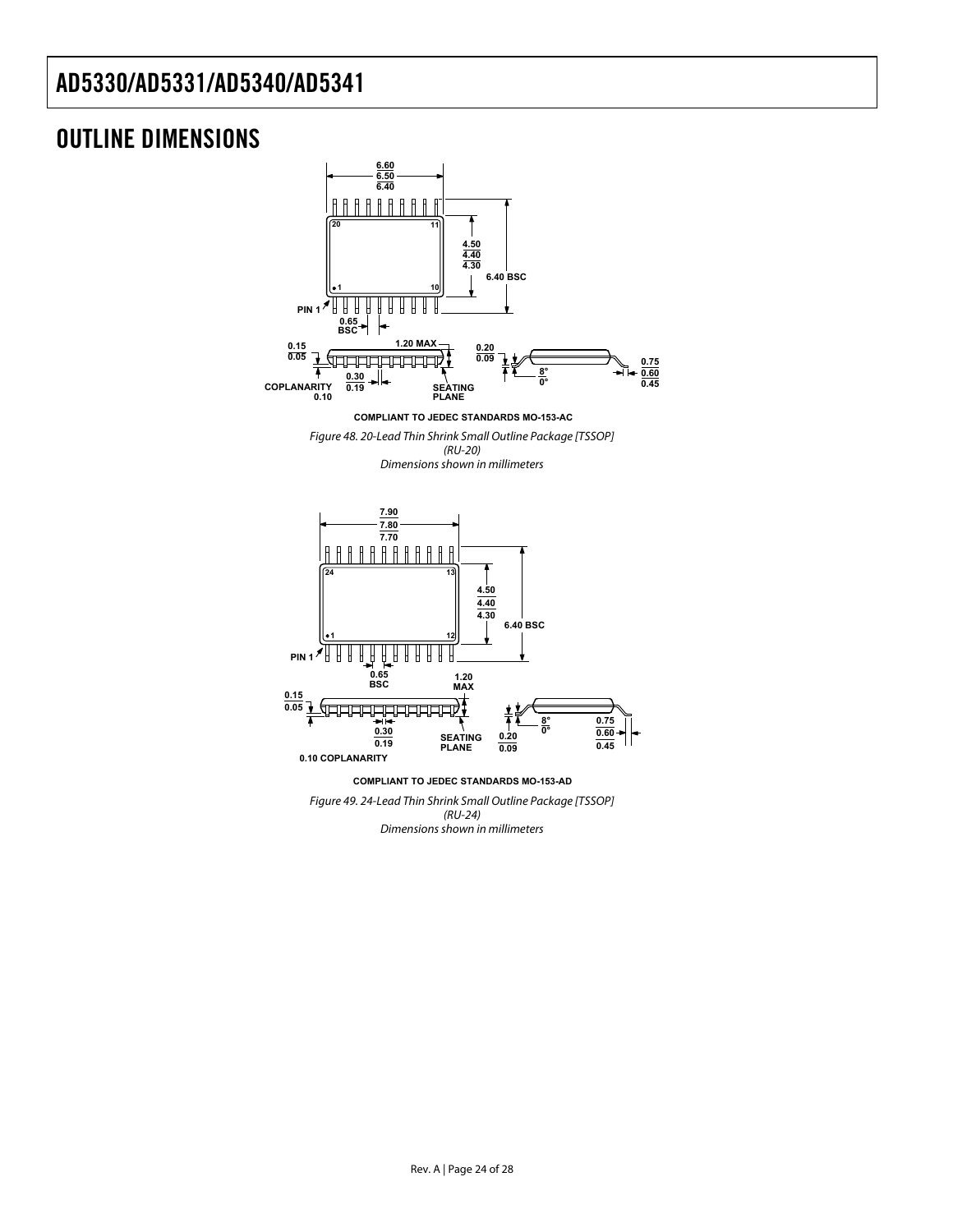# OUTLINE DIMENSIONS

COMPLIANT TO JEDEC STANDARDS MO-153-AC

*Figure 48. 20-Lead Thin Shrink Small Outline Package [TSSOP] (RU-20) Dimensions shown in millimeters*

COMPLIANT TO JEDEC STANDARDS MO-153-AD

*Figure 49. 24-Lead Thin Shrink Small Outline Package [TSSOP] (RU-24) Dimensions shown in millimeters*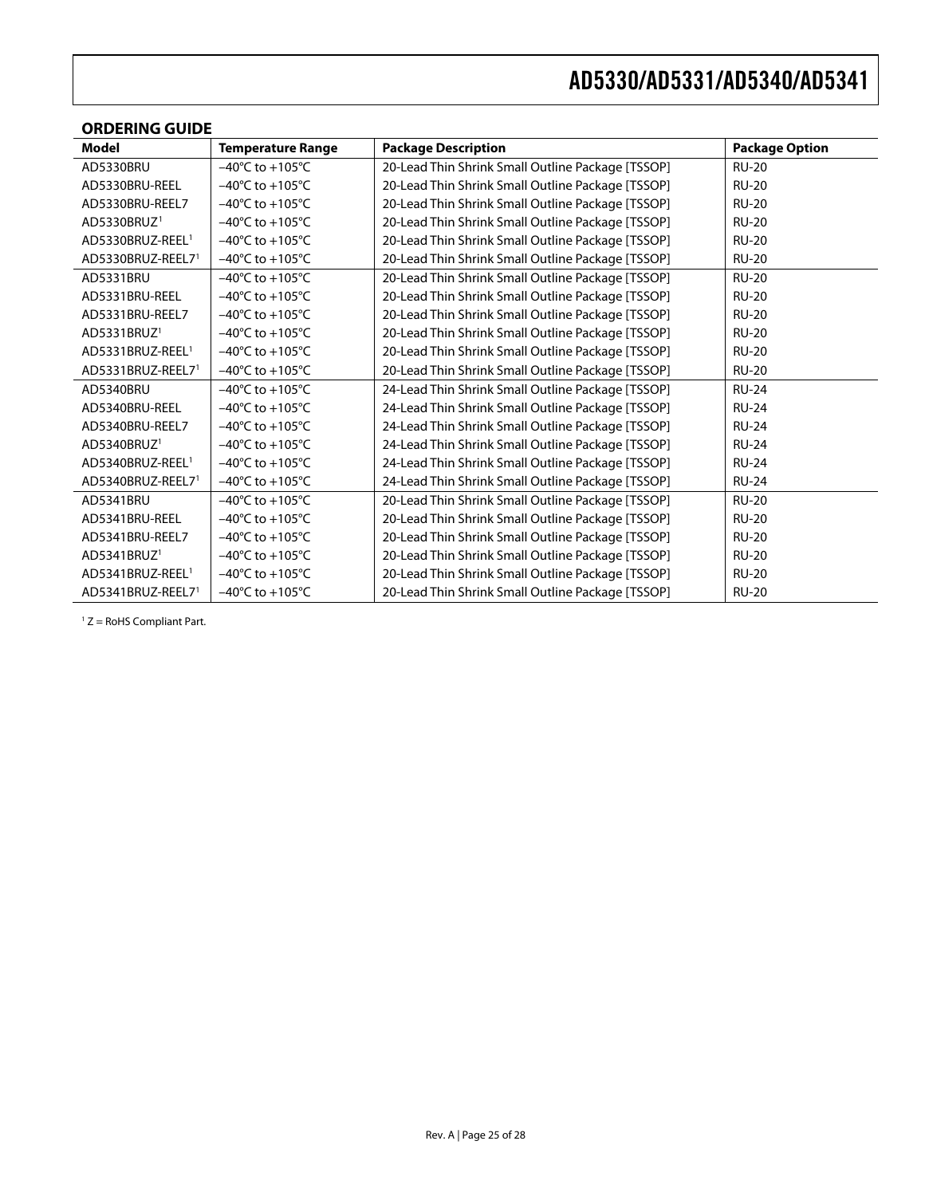## ORDERING GUIDE

| Model | Temperature Range | Package Description | Package Option |
|---|---|---|---|
| AD5330BRU | −40°C to +105°C | 20-Lead Thin Shrink Small Outline Package [TSSOP] | RU-20 |
| AD5330BRU-REEL | −40°C to +105°C | 20-Lead Thin Shrink Small Outline Package [TSSOP] | RU-20 |
| AD5330BRU-REEL7 | −40°C to +105°C | 20-Lead Thin Shrink Small Outline Package [TSSOP] | RU-20 |
| AD5330BRUZ[1] | −40°C to +105°C | 20-Lead Thin Shrink Small Outline Package [TSSOP] | RU-20 |
| AD5330BRUZ-REEL[1] | −40°C to +105°C | 20-Lead Thin Shrink Small Outline Package [TSSOP] | RU-20 |
| AD5330BRUZ-REEL7[1] | −40°C to +105°C | 20-Lead Thin Shrink Small Outline Package [TSSOP] | RU-20 |
| AD5331BRU | −40°C to +105°C | 20-Lead Thin Shrink Small Outline Package [TSSOP] | RU-20 |
| AD5331BRU-REEL | −40°C to +105°C | 20-Lead Thin Shrink Small Outline Package [TSSOP] | RU-20 |
| AD5331BRU-REEL7 | −40°C to +105°C | 20-Lead Thin Shrink Small Outline Package [TSSOP] | RU-20 |
| AD5331BRUZ[1] | −40°C to +105°C | 20-Lead Thin Shrink Small Outline Package [TSSOP] | RU-20 |
| AD5331BRUZ-REEL[1] | −40°C to +105°C | 20-Lead Thin Shrink Small Outline Package [TSSOP] | RU-20 |
| AD5331BRUZ-REEL7[1] | −40°C to +105°C | 20-Lead Thin Shrink Small Outline Package [TSSOP] | RU-20 |
| AD5340BRU | −40°C to +105°C | 24-Lead Thin Shrink Small Outline Package [TSSOP] | RU-24 |
| AD5340BRU-REEL | −40°C to +105°C | 24-Lead Thin Shrink Small Outline Package [TSSOP] | RU-24 |
| AD5340BRU-REEL7 | −40°C to +105°C | 24-Lead Thin Shrink Small Outline Package [TSSOP] | RU-24 |
| AD5340BRUZ[1] | −40°C to +105°C | 24-Lead Thin Shrink Small Outline Package [TSSOP] | RU-24 |
| AD5340BRUZ-REEL[1] | −40°C to +105°C | 24-Lead Thin Shrink Small Outline Package [TSSOP] | RU-24 |
| AD5340BRUZ-REEL7[1] | −40°C to +105°C | 24-Lead Thin Shrink Small Outline Package [TSSOP] | RU-24 |
| AD5341BRU | −40°C to +105°C | 20-Lead Thin Shrink Small Outline Package [TSSOP] | RU-20 |
| AD5341BRU-REEL | −40°C to +105°C | 20-Lead Thin Shrink Small Outline Package [TSSOP] | RU-20 |
| AD5341BRU-REEL7 | −40°C to +105°C | 20-Lead Thin Shrink Small Outline Package [TSSOP] | RU-20 |
| AD5341BRUZ[1] | −40°C to +105°C | 20-Lead Thin Shrink Small Outline Package [TSSOP] | RU-20 |
| AD5341BRUZ-REEL[1] | −40°C to +105°C | 20-Lead Thin Shrink Small Outline Package [TSSOP] | RU-20 |
| AD5341BRUZ-REEL7[1] | −40°C to +105°C | 20-Lead Thin Shrink Small Outline Package [TSSOP] | RU-20 |

[1] Z = RoHS Compliant Part.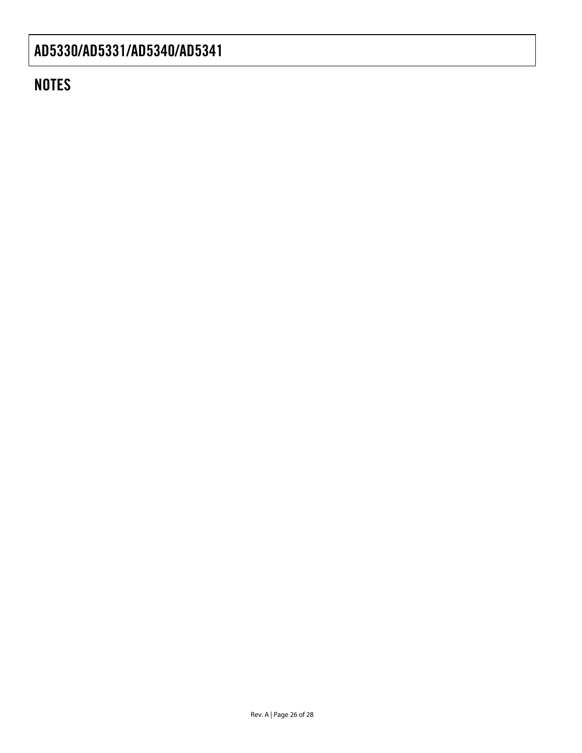## NOTES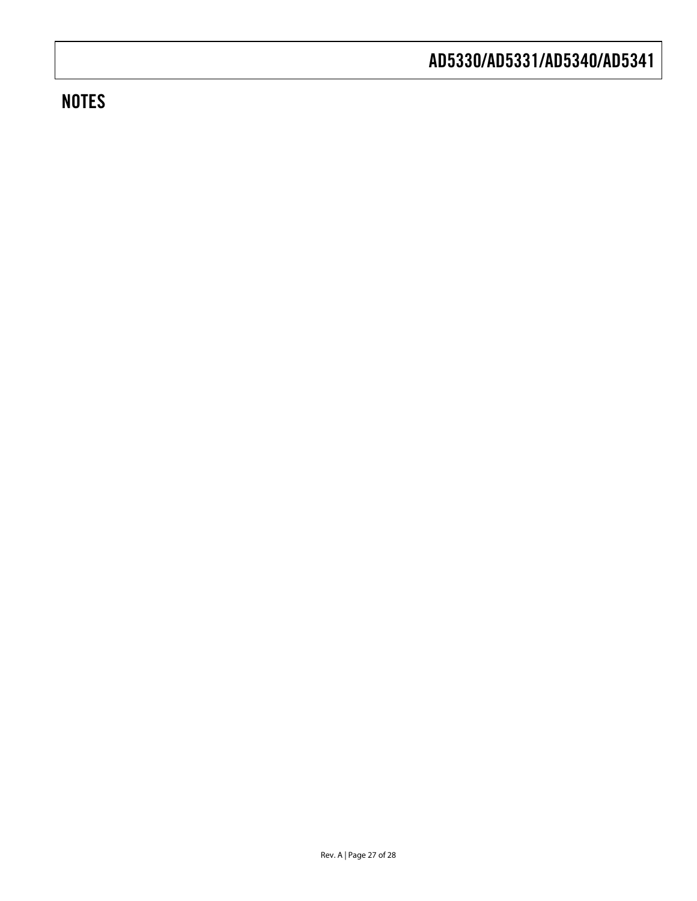## NOTES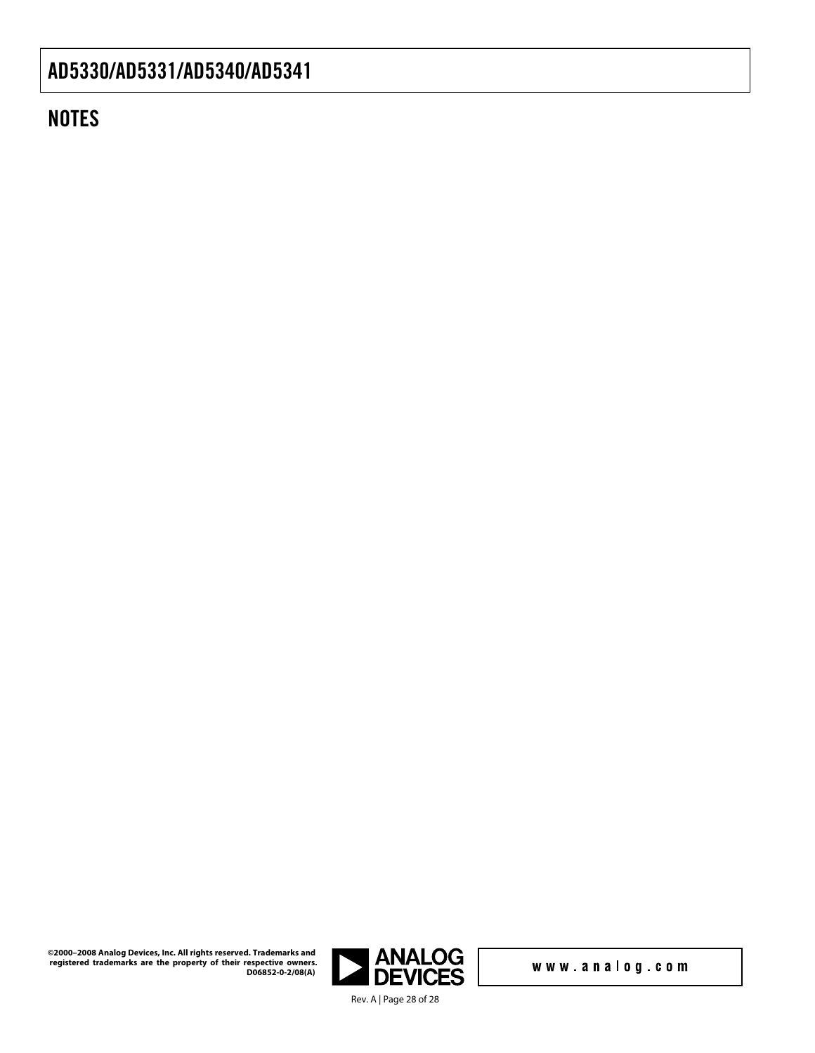# NOTES

©2000–2008 Analog Devices, Inc. All rights reserved. Trademarks and registered trademarks are the property of their respective owners.
D06852-0-2/08(A)